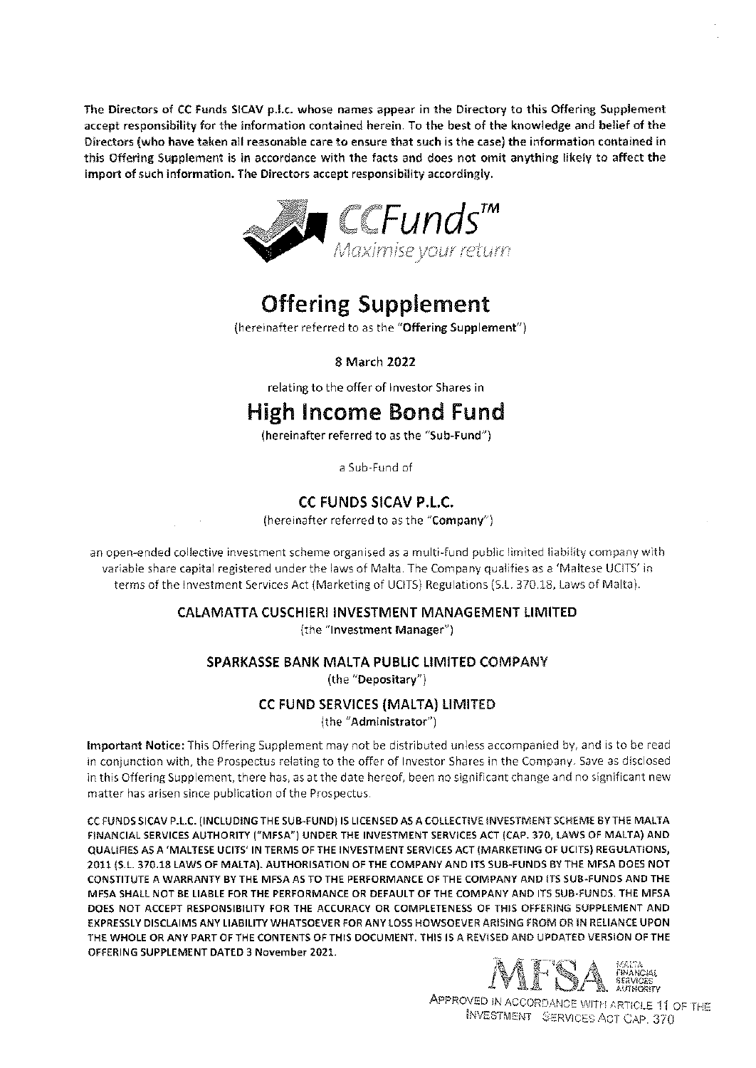**The Directors of CC Funds SICAV p.l.c. whose names appear in the Directory to this Offering Supplement accept responsibility for the information contained herein. To the best of the knowledge and belief of the Directors (who have taken all reasonable care to ensure that such is the case) the information contained in this Offering Supplement is in accordance with the facts and does not omit anything likely to affect the import of such information. The Directors accept responsibility accordingly.**

CCFunds™
*Maximise your return*

# Offering Supplement

(hereinafter referred to as the "**Offering Supplement**")

**8 March 2022**

relating to the offer of Investor Shares in

# High Income Bond Fund

(hereinafter referred to as the "**Sub-Fund**")

a Sub-Fund of

## CC FUNDS SICAV P.L.C.

(hereinafter referred to as the "**Company**")

an open-ended collective investment scheme organised as a multi-fund public limited liability company with variable share capital registered under the laws of Malta. The Company qualifies as a 'Maltese UCITS' in terms of the Investment Services Act (Marketing of UCITS) Regulations (S.L. 370.18, Laws of Malta).

**CALAMATTA CUSCHIERI INVESTMENT MANAGEMENT LIMITED**
(the "**Investment Manager**")

**SPARKASSE BANK MALTA PUBLIC LIMITED COMPANY**
(the "**Depositary**")

**CC FUND SERVICES (MALTA) LIMITED**
(the "**Administrator**")

**Important Notice:** This Offering Supplement may not be distributed unless accompanied by, and is to be read in conjunction with, the Prospectus relating to the offer of Investor Shares in the Company. Save as disclosed in this Offering Supplement, there has, as at the date hereof, been no significant change and no significant new matter has arisen since publication of the Prospectus.

**CC FUNDS SICAV P.L.C. (INCLUDING THE SUB-FUND) IS LICENSED AS A COLLECTIVE INVESTMENT SCHEME BY THE MALTA FINANCIAL SERVICES AUTHORITY ("MFSA") UNDER THE INVESTMENT SERVICES ACT (CAP. 370, LAWS OF MALTA) AND QUALIFIES AS A 'MALTESE UCITS' IN TERMS OF THE INVESTMENT SERVICES ACT (MARKETING OF UCITS) REGULATIONS, 2011 (S.L. 370.18 LAWS OF MALTA). AUTHORISATION OF THE COMPANY AND ITS SUB-FUNDS BY THE MFSA DOES NOT CONSTITUTE A WARRANTY BY THE MFSA AS TO THE PERFORMANCE OF THE COMPANY AND ITS SUB-FUNDS AND THE MFSA SHALL NOT BE LIABLE FOR THE PERFORMANCE OR DEFAULT OF THE COMPANY AND ITS SUB-FUNDS. THE MFSA DOES NOT ACCEPT RESPONSIBILITY FOR THE ACCURACY OR COMPLETENESS OF THIS OFFERING SUPPLEMENT AND EXPRESSLY DISCLAIMS ANY LIABILITY WHATSOEVER FOR ANY LOSS HOWSOEVER ARISING FROM OR IN RELIANCE UPON THE WHOLE OR ANY PART OF THE CONTENTS OF THIS DOCUMENT. THIS IS A REVISED AND UPDATED VERSION OF THE OFFERING SUPPLEMENT DATED 3 November 2021.**

MFSA MALTA FINANCIAL SERVICES AUTHORITY
APPROVED IN ACCORDANCE WITH ARTICLE 11 OF THE INVESTMENT SERVICES ACT CAP. 370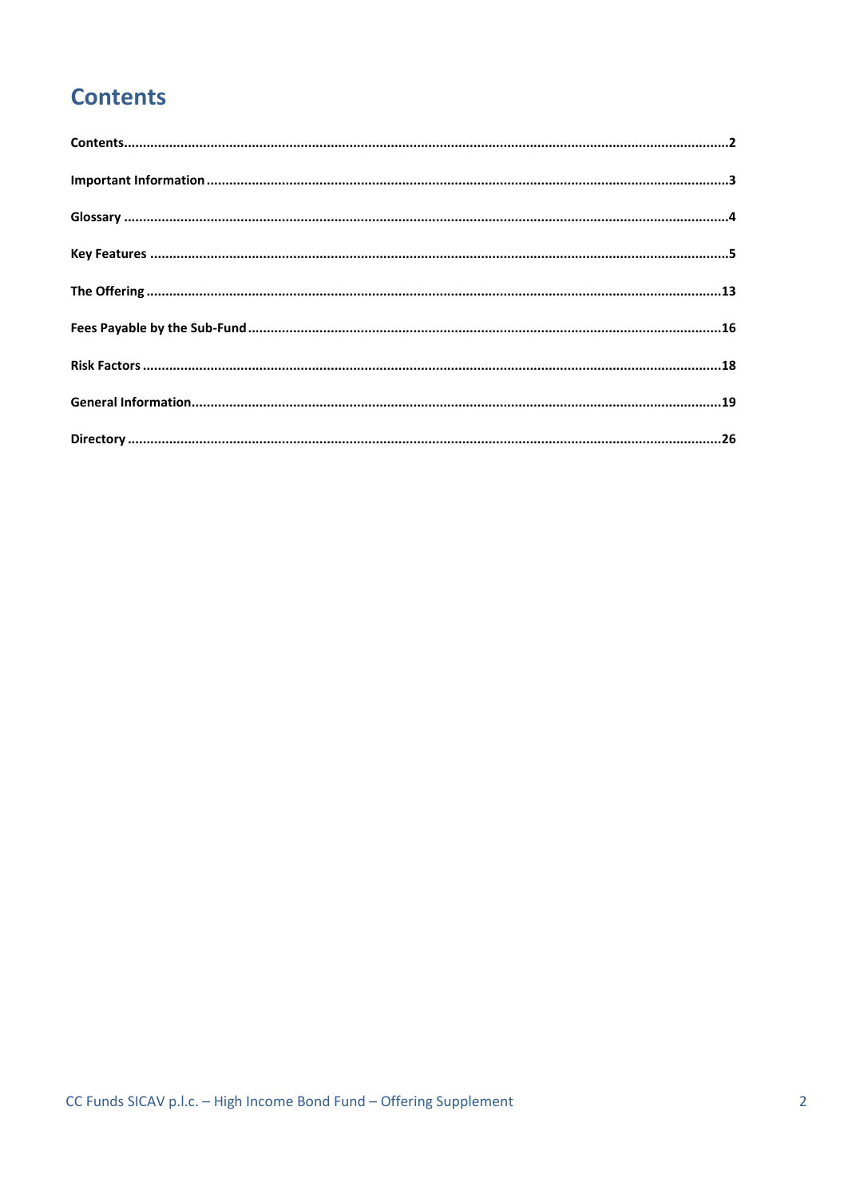# Contents

**Contents** ........................................................................................................ **2**

**Important Information** ........................................................................................ **3**

**Glossary** ......................................................................................................... **4**

**Key Features** ................................................................................................... **5**

**The Offering** ................................................................................................... **13**

**Fees Payable by the Sub-Fund** ............................................................................ **16**

**Risk Factors** ................................................................................................... **18**

**General Information** .......................................................................................... **19**

**Directory** ........................................................................................................ **26**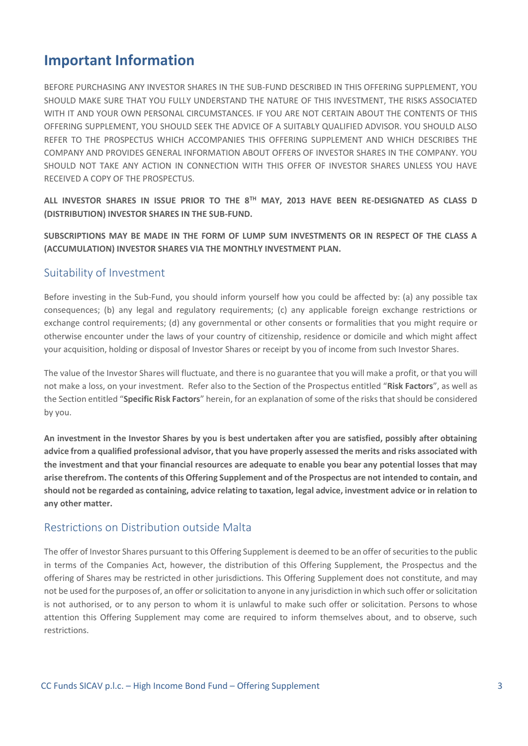# Important Information

BEFORE PURCHASING ANY INVESTOR SHARES IN THE SUB-FUND DESCRIBED IN THIS OFFERING SUPPLEMENT, YOU SHOULD MAKE SURE THAT YOU FULLY UNDERSTAND THE NATURE OF THIS INVESTMENT, THE RISKS ASSOCIATED WITH IT AND YOUR OWN PERSONAL CIRCUMSTANCES. IF YOU ARE NOT CERTAIN ABOUT THE CONTENTS OF THIS OFFERING SUPPLEMENT, YOU SHOULD SEEK THE ADVICE OF A SUITABLY QUALIFIED ADVISOR. YOU SHOULD ALSO REFER TO THE PROSPECTUS WHICH ACCOMPANIES THIS OFFERING SUPPLEMENT AND WHICH DESCRIBES THE COMPANY AND PROVIDES GENERAL INFORMATION ABOUT OFFERS OF INVESTOR SHARES IN THE COMPANY. YOU SHOULD NOT TAKE ANY ACTION IN CONNECTION WITH THIS OFFER OF INVESTOR SHARES UNLESS YOU HAVE RECEIVED A COPY OF THE PROSPECTUS.

**ALL INVESTOR SHARES IN ISSUE PRIOR TO THE 8TH MAY, 2013 HAVE BEEN RE-DESIGNATED AS CLASS D (DISTRIBUTION) INVESTOR SHARES IN THE SUB-FUND.**

**SUBSCRIPTIONS MAY BE MADE IN THE FORM OF LUMP SUM INVESTMENTS OR IN RESPECT OF THE CLASS A (ACCUMULATION) INVESTOR SHARES VIA THE MONTHLY INVESTMENT PLAN.**

## Suitability of Investment

Before investing in the Sub-Fund, you should inform yourself how you could be affected by: (a) any possible tax consequences; (b) any legal and regulatory requirements; (c) any applicable foreign exchange restrictions or exchange control requirements; (d) any governmental or other consents or formalities that you might require or otherwise encounter under the laws of your country of citizenship, residence or domicile and which might affect your acquisition, holding or disposal of Investor Shares or receipt by you of income from such Investor Shares.

The value of the Investor Shares will fluctuate, and there is no guarantee that you will make a profit, or that you will not make a loss, on your investment. Refer also to the Section of the Prospectus entitled "**Risk Factors**", as well as the Section entitled "**Specific Risk Factors**" herein, for an explanation of some of the risks that should be considered by you.

**An investment in the Investor Shares by you is best undertaken after you are satisfied, possibly after obtaining advice from a qualified professional advisor, that you have properly assessed the merits and risks associated with the investment and that your financial resources are adequate to enable you bear any potential losses that may arise therefrom. The contents of this Offering Supplement and of the Prospectus are not intended to contain, and should not be regarded as containing, advice relating to taxation, legal advice, investment advice or in relation to any other matter.**

## Restrictions on Distribution outside Malta

The offer of Investor Shares pursuant to this Offering Supplement is deemed to be an offer of securities to the public in terms of the Companies Act, however, the distribution of this Offering Supplement, the Prospectus and the offering of Shares may be restricted in other jurisdictions. This Offering Supplement does not constitute, and may not be used for the purposes of, an offer or solicitation to anyone in any jurisdiction in which such offer or solicitation is not authorised, or to any person to whom it is unlawful to make such offer or solicitation. Persons to whose attention this Offering Supplement may come are required to inform themselves about, and to observe, such restrictions.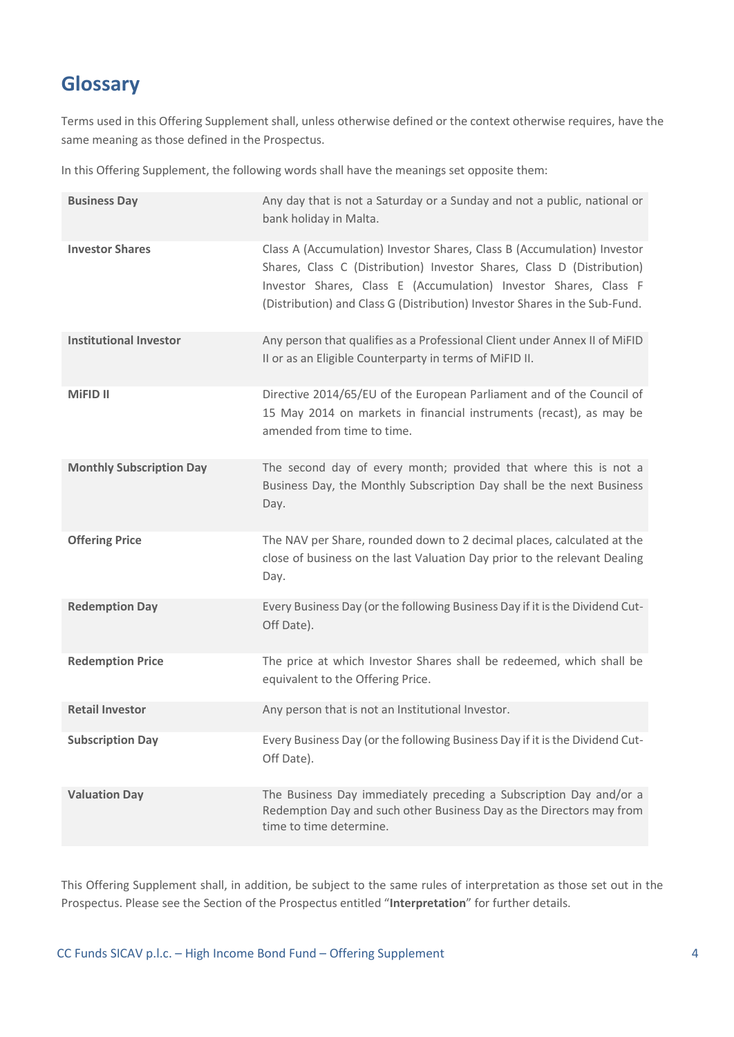## Glossary

Terms used in this Offering Supplement shall, unless otherwise defined or the context otherwise requires, have the same meaning as those defined in the Prospectus.

In this Offering Supplement, the following words shall have the meanings set opposite them:

| | |
|---|---|
| **Business Day** | Any day that is not a Saturday or a Sunday and not a public, national or bank holiday in Malta. |
| **Investor Shares** | Class A (Accumulation) Investor Shares, Class B (Accumulation) Investor Shares, Class C (Distribution) Investor Shares, Class D (Distribution) Investor Shares, Class E (Accumulation) Investor Shares, Class F (Distribution) and Class G (Distribution) Investor Shares in the Sub-Fund. |
| **Institutional Investor** | Any person that qualifies as a Professional Client under Annex II of MiFID II or as an Eligible Counterparty in terms of MiFID II. |
| **MiFID II** | Directive 2014/65/EU of the European Parliament and of the Council of 15 May 2014 on markets in financial instruments (recast), as may be amended from time to time. |
| **Monthly Subscription Day** | The second day of every month; provided that where this is not a Business Day, the Monthly Subscription Day shall be the next Business Day. |
| **Offering Price** | The NAV per Share, rounded down to 2 decimal places, calculated at the close of business on the last Valuation Day prior to the relevant Dealing Day. |
| **Redemption Day** | Every Business Day (or the following Business Day if it is the Dividend Cut-Off Date). |
| **Redemption Price** | The price at which Investor Shares shall be redeemed, which shall be equivalent to the Offering Price. |
| **Retail Investor** | Any person that is not an Institutional Investor. |
| **Subscription Day** | Every Business Day (or the following Business Day if it is the Dividend Cut-Off Date). |
| **Valuation Day** | The Business Day immediately preceding a Subscription Day and/or a Redemption Day and such other Business Day as the Directors may from time to time determine. |

This Offering Supplement shall, in addition, be subject to the same rules of interpretation as those set out in the Prospectus. Please see the Section of the Prospectus entitled "**Interpretation**" for further details.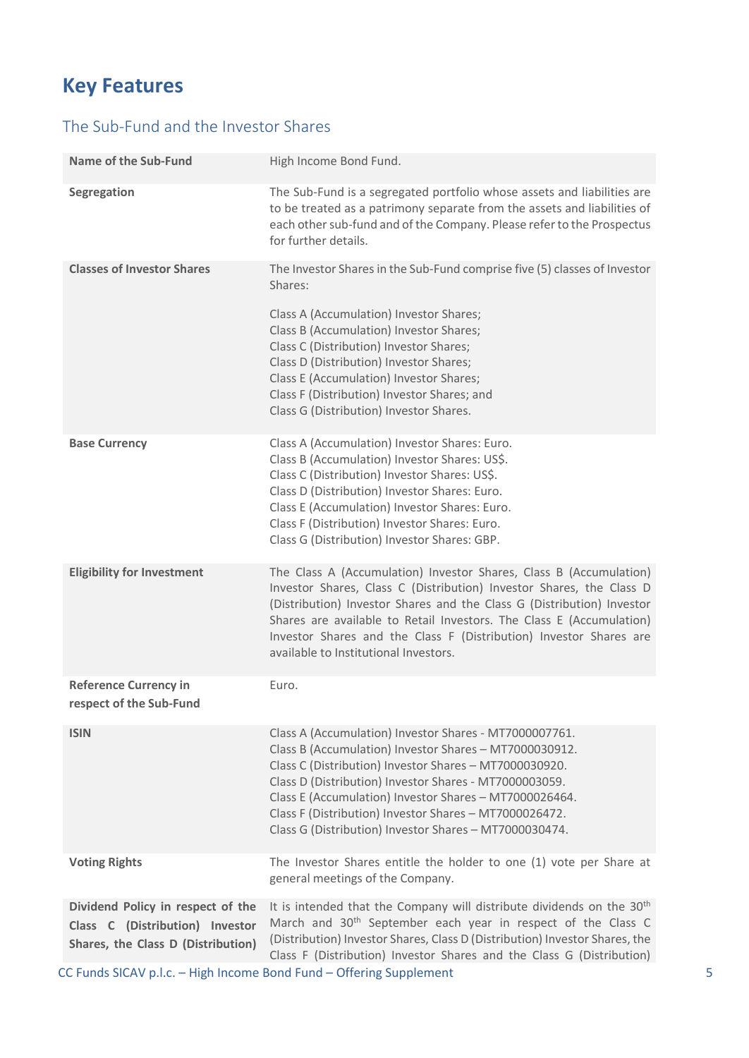# Key Features

## The Sub-Fund and the Investor Shares

| | |
|---|---|
| **Name of the Sub-Fund** | High Income Bond Fund. |
| **Segregation** | The Sub-Fund is a segregated portfolio whose assets and liabilities are to be treated as a patrimony separate from the assets and liabilities of each other sub-fund and of the Company. Please refer to the Prospectus for further details. |
| **Classes of Investor Shares** | The Investor Shares in the Sub-Fund comprise five (5) classes of Investor Shares:<br><br>Class A (Accumulation) Investor Shares;<br>Class B (Accumulation) Investor Shares;<br>Class C (Distribution) Investor Shares;<br>Class D (Distribution) Investor Shares;<br>Class E (Accumulation) Investor Shares;<br>Class F (Distribution) Investor Shares; and<br>Class G (Distribution) Investor Shares. |
| **Base Currency** | Class A (Accumulation) Investor Shares: Euro.<br>Class B (Accumulation) Investor Shares: US$.<br>Class C (Distribution) Investor Shares: US$.<br>Class D (Distribution) Investor Shares: Euro.<br>Class E (Accumulation) Investor Shares: Euro.<br>Class F (Distribution) Investor Shares: Euro.<br>Class G (Distribution) Investor Shares: GBP. |
| **Eligibility for Investment** | The Class A (Accumulation) Investor Shares, Class B (Accumulation) Investor Shares, Class C (Distribution) Investor Shares, the Class D (Distribution) Investor Shares and the Class G (Distribution) Investor Shares are available to Retail Investors. The Class E (Accumulation) Investor Shares and the Class F (Distribution) Investor Shares are available to Institutional Investors. |
| **Reference Currency in respect of the Sub-Fund** | Euro. |
| **ISIN** | Class A (Accumulation) Investor Shares - MT7000007761.<br>Class B (Accumulation) Investor Shares – MT7000030912.<br>Class C (Distribution) Investor Shares – MT7000030920.<br>Class D (Distribution) Investor Shares - MT7000003059.<br>Class E (Accumulation) Investor Shares – MT7000026464.<br>Class F (Distribution) Investor Shares – MT7000026472.<br>Class G (Distribution) Investor Shares – MT7000030474. |
| **Voting Rights** | The Investor Shares entitle the holder to one (1) vote per Share at general meetings of the Company. |
| **Dividend Policy in respect of the Class C (Distribution) Investor Shares, the Class D (Distribution)** | It is intended that the Company will distribute dividends on the 30th March and 30th September each year in respect of the Class C (Distribution) Investor Shares, Class D (Distribution) Investor Shares, the Class F (Distribution) Investor Shares and the Class G (Distribution) |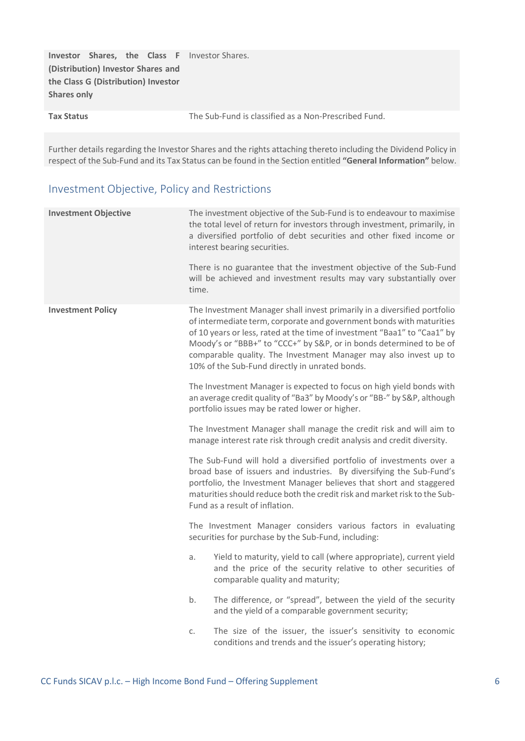| | |
|---|---|
| **Investor Shares, the Class F (Distribution) Investor Shares and the Class G (Distribution) Investor Shares only** | Investor Shares. |
| **Tax Status** | The Sub-Fund is classified as a Non-Prescribed Fund. |

Further details regarding the Investor Shares and the rights attaching thereto including the Dividend Policy in respect of the Sub-Fund and its Tax Status can be found in the Section entitled **"General Information"** below.

## Investment Objective, Policy and Restrictions

| | |
|---|---|
| **Investment Objective** | The investment objective of the Sub-Fund is to endeavour to maximise the total level of return for investors through investment, primarily, in a diversified portfolio of debt securities and other fixed income or interest bearing securities.<br><br>There is no guarantee that the investment objective of the Sub-Fund will be achieved and investment results may vary substantially over time. |
| **Investment Policy** | The Investment Manager shall invest primarily in a diversified portfolio of intermediate term, corporate and government bonds with maturities of 10 years or less, rated at the time of investment "Baa1" to "Caa1" by Moody's or "BBB+" to "CCC+" by S&P, or in bonds determined to be of comparable quality. The Investment Manager may also invest up to 10% of the Sub-Fund directly in unrated bonds.<br><br>The Investment Manager is expected to focus on high yield bonds with an average credit quality of "Ba3" by Moody's or "BB-" by S&P, although portfolio issues may be rated lower or higher.<br><br>The Investment Manager shall manage the credit risk and will aim to manage interest rate risk through credit analysis and credit diversity.<br><br>The Sub-Fund will hold a diversified portfolio of investments over a broad base of issuers and industries. By diversifying the Sub-Fund's portfolio, the Investment Manager believes that short and staggered maturities should reduce both the credit risk and market risk to the Sub-Fund as a result of inflation.<br><br>The Investment Manager considers various factors in evaluating securities for purchase by the Sub-Fund, including:<br><br>a. Yield to maturity, yield to call (where appropriate), current yield and the price of the security relative to other securities of comparable quality and maturity;<br><br>b. The difference, or "spread", between the yield of the security and the yield of a comparable government security;<br><br>c. The size of the issuer, the issuer's sensitivity to economic conditions and trends and the issuer's operating history; |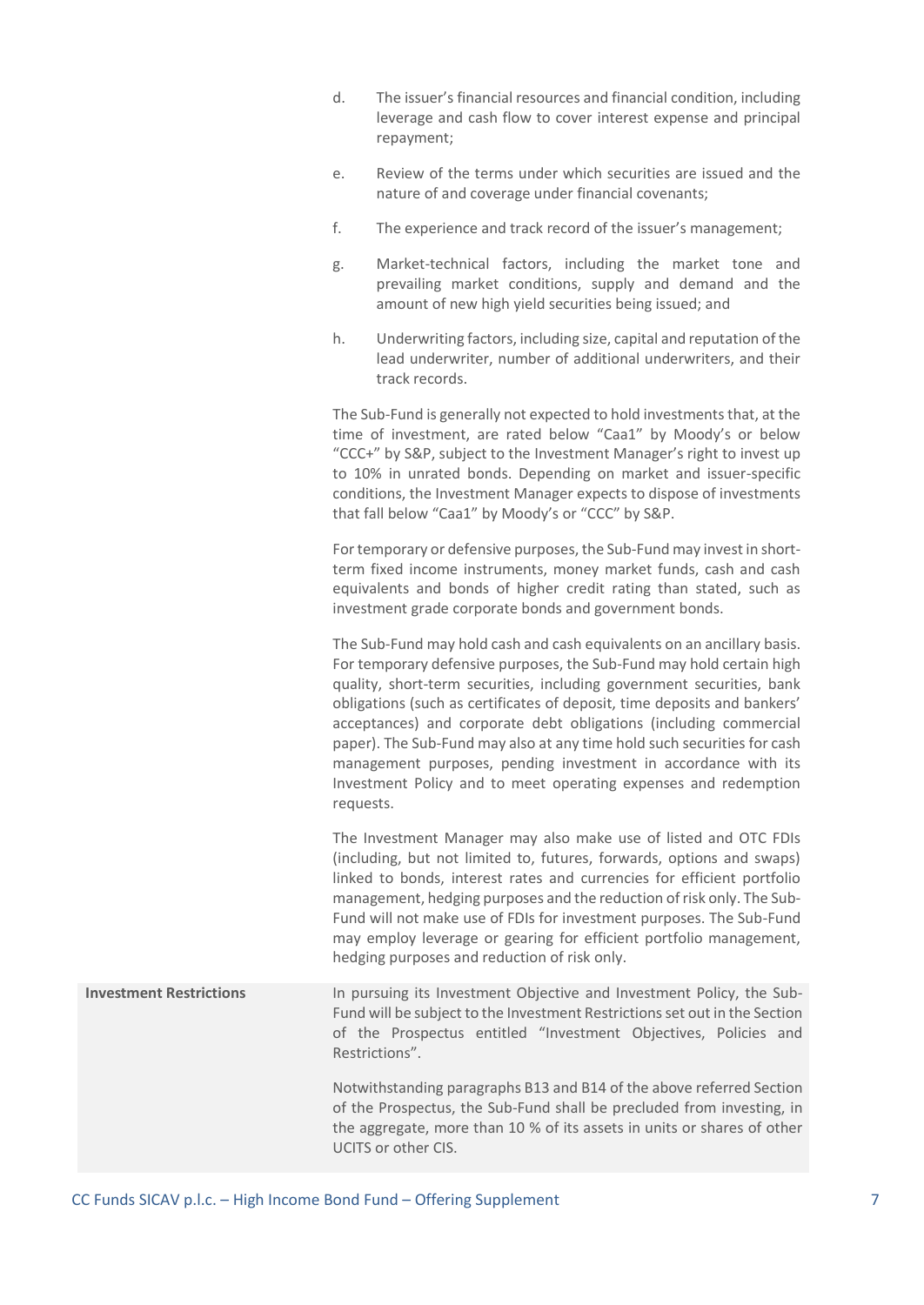d. The issuer's financial resources and financial condition, including leverage and cash flow to cover interest expense and principal repayment;

e. Review of the terms under which securities are issued and the nature of and coverage under financial covenants;

f. The experience and track record of the issuer's management;

g. Market-technical factors, including the market tone and prevailing market conditions, supply and demand and the amount of new high yield securities being issued; and

h. Underwriting factors, including size, capital and reputation of the lead underwriter, number of additional underwriters, and their track records.

The Sub-Fund is generally not expected to hold investments that, at the time of investment, are rated below "Caa1" by Moody's or below "CCC+" by S&P, subject to the Investment Manager's right to invest up to 10% in unrated bonds. Depending on market and issuer-specific conditions, the Investment Manager expects to dispose of investments that fall below "Caa1" by Moody's or "CCC" by S&P.

For temporary or defensive purposes, the Sub-Fund may invest in short-term fixed income instruments, money market funds, cash and cash equivalents and bonds of higher credit rating than stated, such as investment grade corporate bonds and government bonds.

The Sub-Fund may hold cash and cash equivalents on an ancillary basis. For temporary defensive purposes, the Sub-Fund may hold certain high quality, short-term securities, including government securities, bank obligations (such as certificates of deposit, time deposits and bankers' acceptances) and corporate debt obligations (including commercial paper). The Sub-Fund may also at any time hold such securities for cash management purposes, pending investment in accordance with its Investment Policy and to meet operating expenses and redemption requests.

The Investment Manager may also make use of listed and OTC FDIs (including, but not limited to, futures, forwards, options and swaps) linked to bonds, interest rates and currencies for efficient portfolio management, hedging purposes and the reduction of risk only. The Sub-Fund will not make use of FDIs for investment purposes. The Sub-Fund may employ leverage or gearing for efficient portfolio management, hedging purposes and reduction of risk only.

**Investment Restrictions**

In pursuing its Investment Objective and Investment Policy, the Sub-Fund will be subject to the Investment Restrictions set out in the Section of the Prospectus entitled "Investment Objectives, Policies and Restrictions".

Notwithstanding paragraphs B13 and B14 of the above referred Section of the Prospectus, the Sub-Fund shall be precluded from investing, in the aggregate, more than 10 % of its assets in units or shares of other UCITS or other CIS.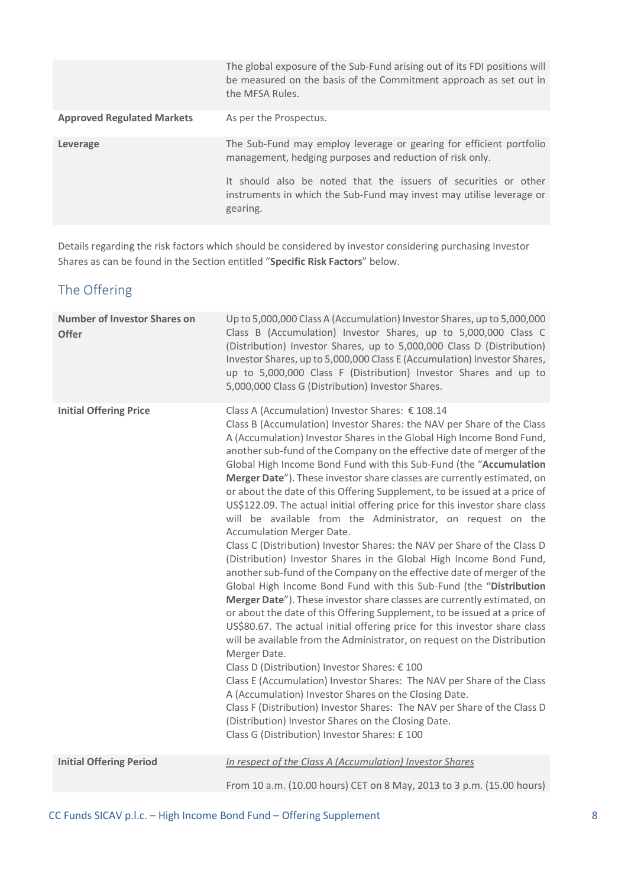| | |
|---|---|
| | The global exposure of the Sub-Fund arising out of its FDI positions will be measured on the basis of the Commitment approach as set out in the MFSA Rules. |
| **Approved Regulated Markets** | As per the Prospectus. |
| **Leverage** | The Sub-Fund may employ leverage or gearing for efficient portfolio management, hedging purposes and reduction of risk only.<br><br>It should also be noted that the issuers of securities or other instruments in which the Sub-Fund may invest may utilise leverage or gearing. |

Details regarding the risk factors which should be considered by investor considering purchasing Investor Shares as can be found in the Section entitled "**Specific Risk Factors**" below.

## The Offering

| | |
|---|---|
| **Number of Investor Shares on Offer** | Up to 5,000,000 Class A (Accumulation) Investor Shares, up to 5,000,000 Class B (Accumulation) Investor Shares, up to 5,000,000 Class C (Distribution) Investor Shares, up to 5,000,000 Class D (Distribution) Investor Shares, up to 5,000,000 Class E (Accumulation) Investor Shares, up to 5,000,000 Class F (Distribution) Investor Shares and up to 5,000,000 Class G (Distribution) Investor Shares. |
| **Initial Offering Price** | Class A (Accumulation) Investor Shares: € 108.14<br>Class B (Accumulation) Investor Shares: the NAV per Share of the Class A (Accumulation) Investor Shares in the Global High Income Bond Fund, another sub-fund of the Company on the effective date of merger of the Global High Income Bond Fund with this Sub-Fund (the "**Accumulation Merger Date**"). These investor share classes are currently estimated, on or about the date of this Offering Supplement, to be issued at a price of US$122.09. The actual initial offering price for this investor share class will be available from the Administrator, on request on the Accumulation Merger Date.<br>Class C (Distribution) Investor Shares: the NAV per Share of the Class D (Distribution) Investor Shares in the Global High Income Bond Fund, another sub-fund of the Company on the effective date of merger of the Global High Income Bond Fund with this Sub-Fund (the "**Distribution Merger Date**"). These investor share classes are currently estimated, on or about the date of this Offering Supplement, to be issued at a price of US$80.67. The actual initial offering price for this investor share class will be available from the Administrator, on request on the Distribution Merger Date.<br>Class D (Distribution) Investor Shares: € 100<br>Class E (Accumulation) Investor Shares: The NAV per Share of the Class A (Accumulation) Investor Shares on the Closing Date.<br>Class F (Distribution) Investor Shares: The NAV per Share of the Class D (Distribution) Investor Shares on the Closing Date.<br>Class G (Distribution) Investor Shares: £ 100 |
| **Initial Offering Period** | *In respect of the Class A (Accumulation) Investor Shares*<br><br>From 10 a.m. (10.00 hours) CET on 8 May, 2013 to 3 p.m. (15.00 hours) |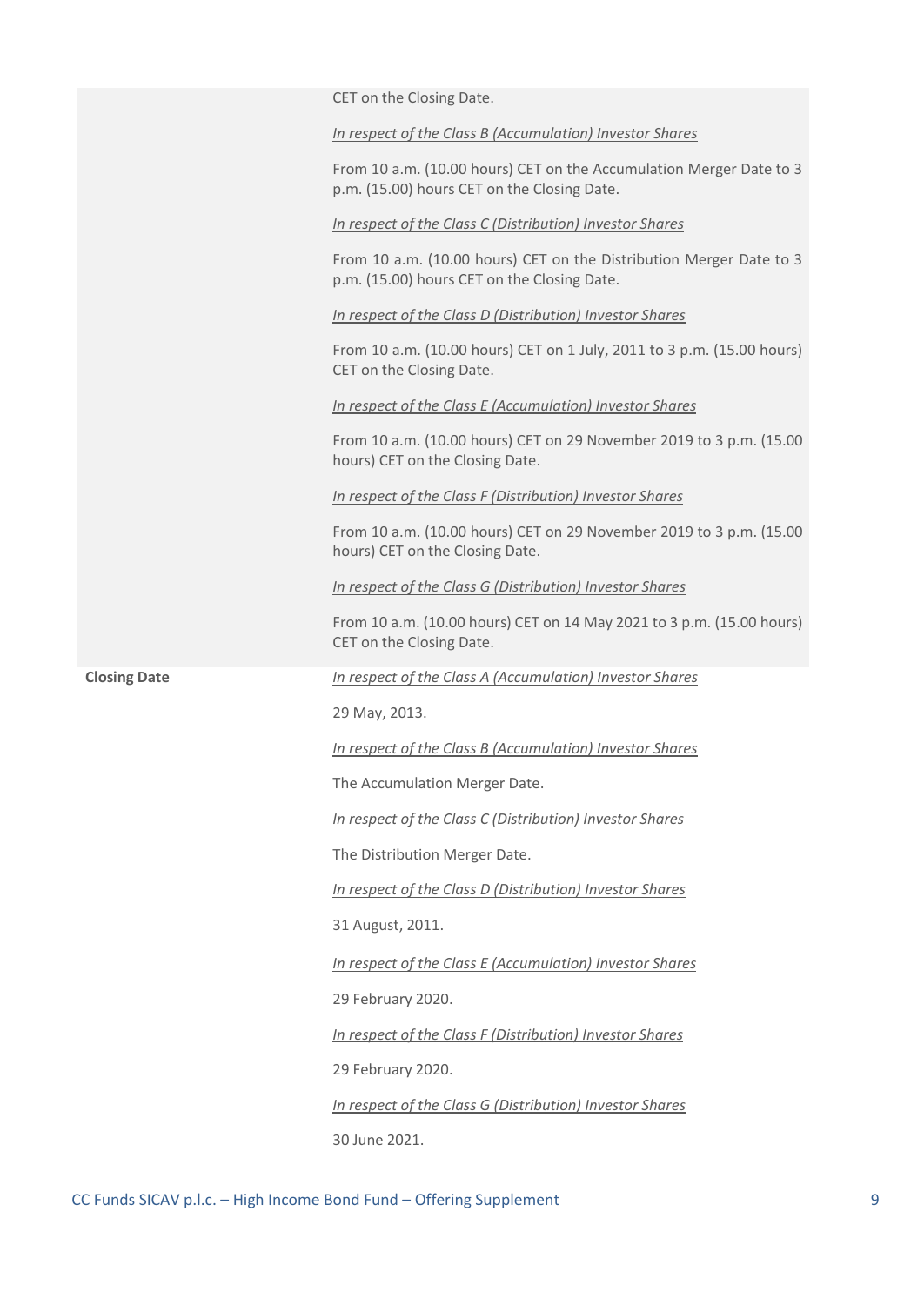| | |
|---|---|
| | CET on the Closing Date.<br><br>*In respect of the Class B (Accumulation) Investor Shares*<br><br>From 10 a.m. (10.00 hours) CET on the Accumulation Merger Date to 3 p.m. (15.00) hours CET on the Closing Date.<br><br>*In respect of the Class C (Distribution) Investor Shares*<br><br>From 10 a.m. (10.00 hours) CET on the Distribution Merger Date to 3 p.m. (15.00) hours CET on the Closing Date.<br><br>*In respect of the Class D (Distribution) Investor Shares*<br><br>From 10 a.m. (10.00 hours) CET on 1 July, 2011 to 3 p.m. (15.00 hours) CET on the Closing Date.<br><br>*In respect of the Class E (Accumulation) Investor Shares*<br><br>From 10 a.m. (10.00 hours) CET on 29 November 2019 to 3 p.m. (15.00 hours) CET on the Closing Date.<br><br>*In respect of the Class F (Distribution) Investor Shares*<br><br>From 10 a.m. (10.00 hours) CET on 29 November 2019 to 3 p.m. (15.00 hours) CET on the Closing Date.<br><br>*In respect of the Class G (Distribution) Investor Shares*<br><br>From 10 a.m. (10.00 hours) CET on 14 May 2021 to 3 p.m. (15.00 hours) CET on the Closing Date. |
| **Closing Date** | *In respect of the Class A (Accumulation) Investor Shares*<br><br>29 May, 2013.<br><br>*In respect of the Class B (Accumulation) Investor Shares*<br><br>The Accumulation Merger Date.<br><br>*In respect of the Class C (Distribution) Investor Shares*<br><br>The Distribution Merger Date.<br><br>*In respect of the Class D (Distribution) Investor Shares*<br><br>31 August, 2011.<br><br>*In respect of the Class E (Accumulation) Investor Shares*<br><br>29 February 2020.<br><br>*In respect of the Class F (Distribution) Investor Shares*<br><br>29 February 2020.<br><br>*In respect of the Class G (Distribution) Investor Shares*<br><br>30 June 2021. |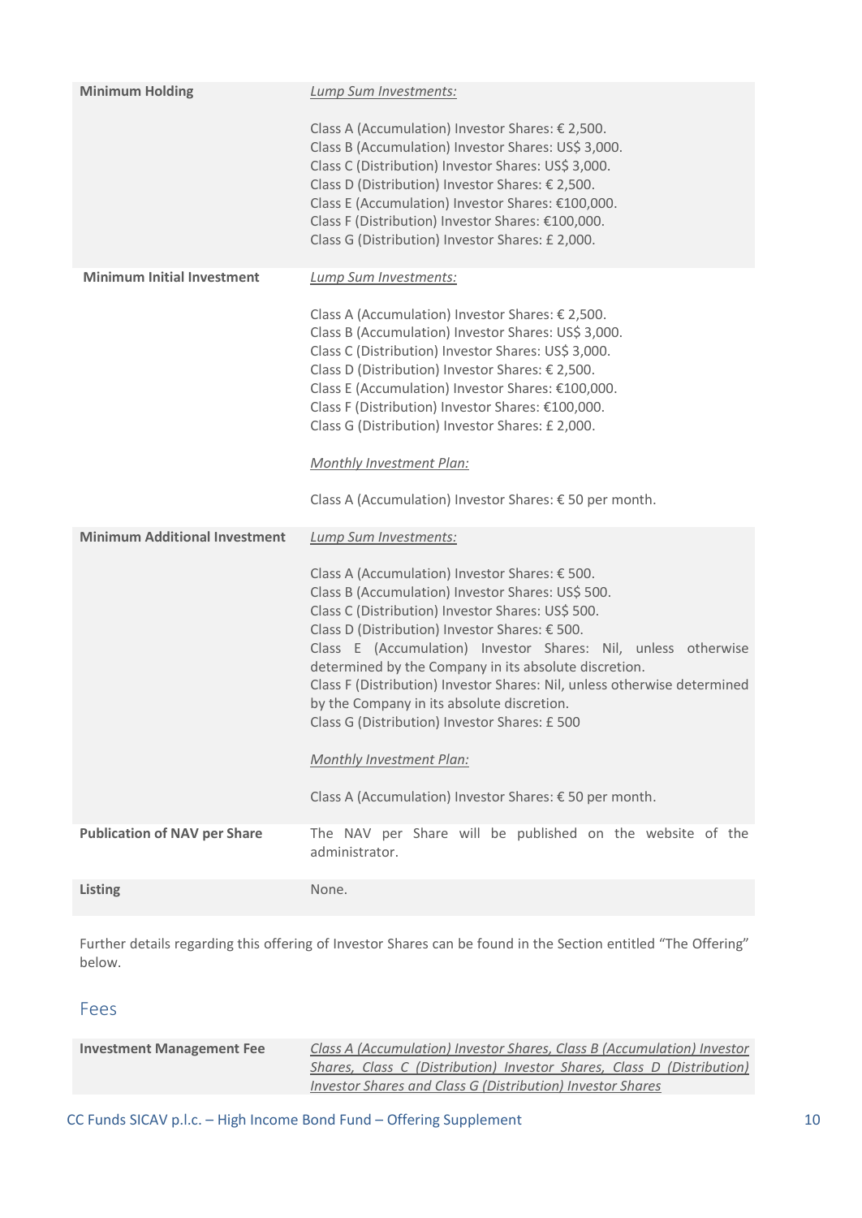| | |
|---|---|
| **Minimum Holding** | *Lump Sum Investments:*<br><br>Class A (Accumulation) Investor Shares: € 2,500.<br>Class B (Accumulation) Investor Shares: US$ 3,000.<br>Class C (Distribution) Investor Shares: US$ 3,000.<br>Class D (Distribution) Investor Shares: € 2,500.<br>Class E (Accumulation) Investor Shares: €100,000.<br>Class F (Distribution) Investor Shares: €100,000.<br>Class G (Distribution) Investor Shares: £ 2,000. |
| **Minimum Initial Investment** | *Lump Sum Investments:*<br><br>Class A (Accumulation) Investor Shares: € 2,500.<br>Class B (Accumulation) Investor Shares: US$ 3,000.<br>Class C (Distribution) Investor Shares: US$ 3,000.<br>Class D (Distribution) Investor Shares: € 2,500.<br>Class E (Accumulation) Investor Shares: €100,000.<br>Class F (Distribution) Investor Shares: €100,000.<br>Class G (Distribution) Investor Shares: £ 2,000.<br><br>*Monthly Investment Plan:*<br><br>Class A (Accumulation) Investor Shares: € 50 per month. |
| **Minimum Additional Investment** | *Lump Sum Investments:*<br><br>Class A (Accumulation) Investor Shares: € 500.<br>Class B (Accumulation) Investor Shares: US$ 500.<br>Class C (Distribution) Investor Shares: US$ 500.<br>Class D (Distribution) Investor Shares: € 500.<br>Class E (Accumulation) Investor Shares: Nil, unless otherwise determined by the Company in its absolute discretion.<br>Class F (Distribution) Investor Shares: Nil, unless otherwise determined by the Company in its absolute discretion.<br>Class G (Distribution) Investor Shares: £ 500<br><br>*Monthly Investment Plan:*<br><br>Class A (Accumulation) Investor Shares: € 50 per month. |
| **Publication of NAV per Share** | The NAV per Share will be published on the website of the administrator. |
| **Listing** | None. |

Further details regarding this offering of Investor Shares can be found in the Section entitled "The Offering" below.

## Fees

| | |
|---|---|
| **Investment Management Fee** | *Class A (Accumulation) Investor Shares, Class B (Accumulation) Investor Shares, Class C (Distribution) Investor Shares, Class D (Distribution) Investor Shares and Class G (Distribution) Investor Shares* |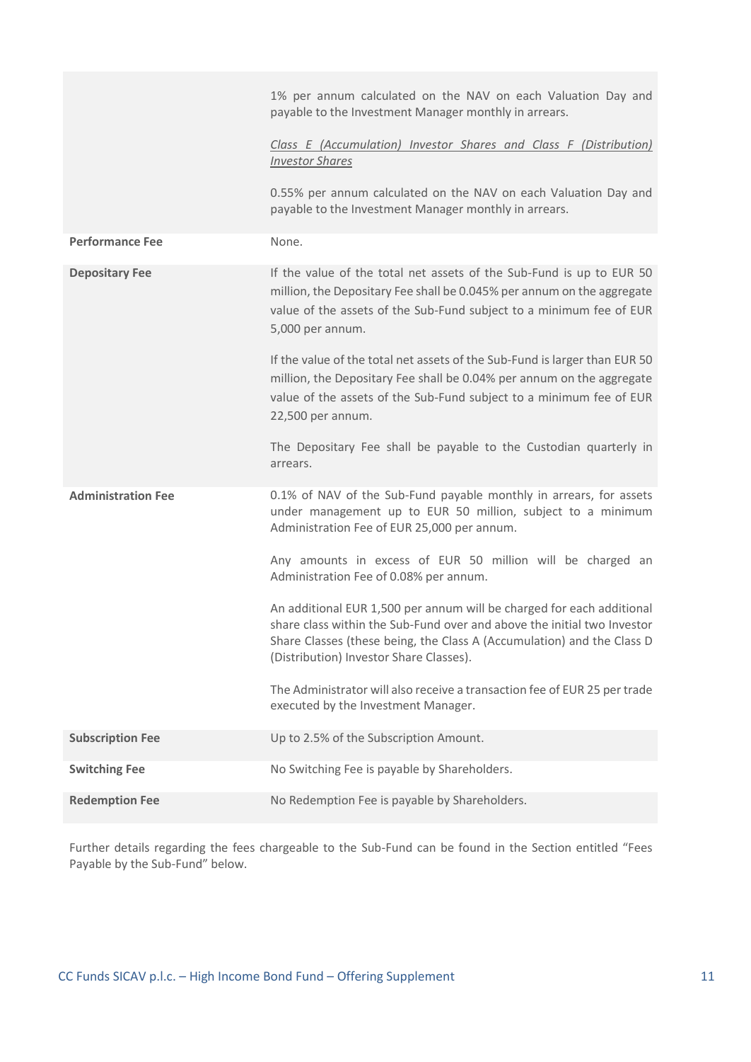| | |
|---|---|
| | 1% per annum calculated on the NAV on each Valuation Day and payable to the Investment Manager monthly in arrears.<br><br>*Class E (Accumulation) Investor Shares and Class F (Distribution) Investor Shares*<br><br>0.55% per annum calculated on the NAV on each Valuation Day and payable to the Investment Manager monthly in arrears. |
| **Performance Fee** | None. |
| **Depositary Fee** | If the value of the total net assets of the Sub-Fund is up to EUR 50 million, the Depositary Fee shall be 0.045% per annum on the aggregate value of the assets of the Sub-Fund subject to a minimum fee of EUR 5,000 per annum.<br><br>If the value of the total net assets of the Sub-Fund is larger than EUR 50 million, the Depositary Fee shall be 0.04% per annum on the aggregate value of the assets of the Sub-Fund subject to a minimum fee of EUR 22,500 per annum.<br><br>The Depositary Fee shall be payable to the Custodian quarterly in arrears. |
| **Administration Fee** | 0.1% of NAV of the Sub-Fund payable monthly in arrears, for assets under management up to EUR 50 million, subject to a minimum Administration Fee of EUR 25,000 per annum.<br><br>Any amounts in excess of EUR 50 million will be charged an Administration Fee of 0.08% per annum.<br><br>An additional EUR 1,500 per annum will be charged for each additional share class within the Sub-Fund over and above the initial two Investor Share Classes (these being, the Class A (Accumulation) and the Class D (Distribution) Investor Share Classes).<br><br>The Administrator will also receive a transaction fee of EUR 25 per trade executed by the Investment Manager. |
| **Subscription Fee** | Up to 2.5% of the Subscription Amount. |
| **Switching Fee** | No Switching Fee is payable by Shareholders. |
| **Redemption Fee** | No Redemption Fee is payable by Shareholders. |

Further details regarding the fees chargeable to the Sub-Fund can be found in the Section entitled "Fees Payable by the Sub-Fund" below.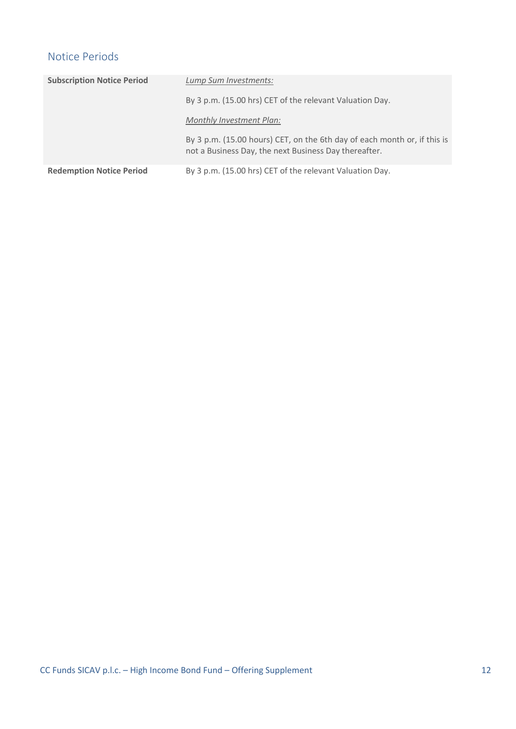## Notice Periods

| | |
|---|---|
| **Subscription Notice Period** | *Lump Sum Investments:*<br><br>By 3 p.m. (15.00 hrs) CET of the relevant Valuation Day.<br><br>*Monthly Investment Plan:*<br><br>By 3 p.m. (15.00 hours) CET, on the 6th day of each month or, if this is not a Business Day, the next Business Day thereafter. |
| **Redemption Notice Period** | By 3 p.m. (15.00 hrs) CET of the relevant Valuation Day. |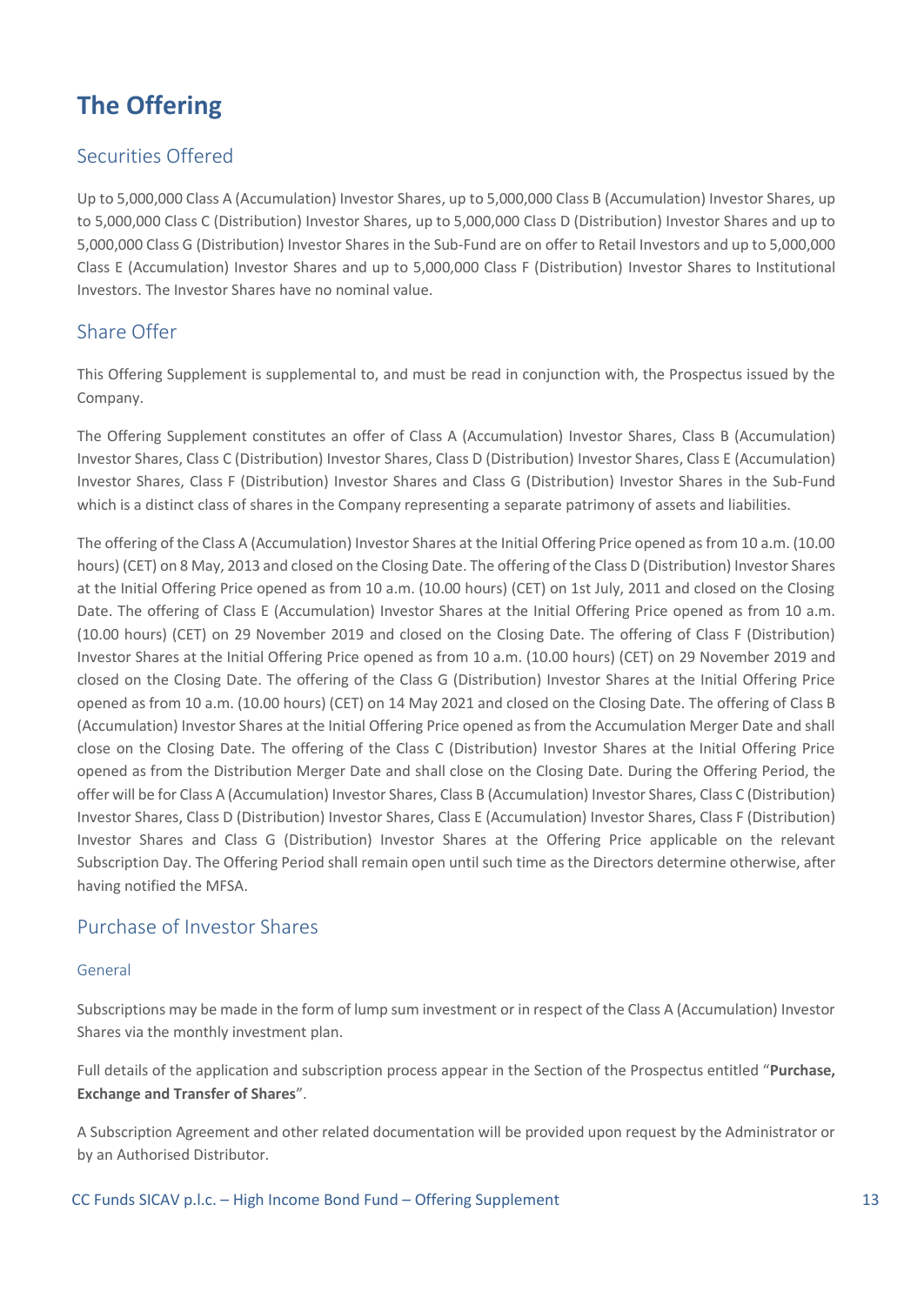# The Offering

## Securities Offered

Up to 5,000,000 Class A (Accumulation) Investor Shares, up to 5,000,000 Class B (Accumulation) Investor Shares, up to 5,000,000 Class C (Distribution) Investor Shares, up to 5,000,000 Class D (Distribution) Investor Shares and up to 5,000,000 Class G (Distribution) Investor Shares in the Sub-Fund are on offer to Retail Investors and up to 5,000,000 Class E (Accumulation) Investor Shares and up to 5,000,000 Class F (Distribution) Investor Shares to Institutional Investors. The Investor Shares have no nominal value.

## Share Offer

This Offering Supplement is supplemental to, and must be read in conjunction with, the Prospectus issued by the Company.

The Offering Supplement constitutes an offer of Class A (Accumulation) Investor Shares, Class B (Accumulation) Investor Shares, Class C (Distribution) Investor Shares, Class D (Distribution) Investor Shares, Class E (Accumulation) Investor Shares, Class F (Distribution) Investor Shares and Class G (Distribution) Investor Shares in the Sub-Fund which is a distinct class of shares in the Company representing a separate patrimony of assets and liabilities.

The offering of the Class A (Accumulation) Investor Shares at the Initial Offering Price opened as from 10 a.m. (10.00 hours) (CET) on 8 May, 2013 and closed on the Closing Date. The offering of the Class D (Distribution) Investor Shares at the Initial Offering Price opened as from 10 a.m. (10.00 hours) (CET) on 1st July, 2011 and closed on the Closing Date. The offering of Class E (Accumulation) Investor Shares at the Initial Offering Price opened as from 10 a.m. (10.00 hours) (CET) on 29 November 2019 and closed on the Closing Date. The offering of Class F (Distribution) Investor Shares at the Initial Offering Price opened as from 10 a.m. (10.00 hours) (CET) on 29 November 2019 and closed on the Closing Date. The offering of the Class G (Distribution) Investor Shares at the Initial Offering Price opened as from 10 a.m. (10.00 hours) (CET) on 14 May 2021 and closed on the Closing Date. The offering of Class B (Accumulation) Investor Shares at the Initial Offering Price opened as from the Accumulation Merger Date and shall close on the Closing Date. The offering of the Class C (Distribution) Investor Shares at the Initial Offering Price opened as from the Distribution Merger Date and shall close on the Closing Date. During the Offering Period, the offer will be for Class A (Accumulation) Investor Shares, Class B (Accumulation) Investor Shares, Class C (Distribution) Investor Shares, Class D (Distribution) Investor Shares, Class E (Accumulation) Investor Shares, Class F (Distribution) Investor Shares and Class G (Distribution) Investor Shares at the Offering Price applicable on the relevant Subscription Day. The Offering Period shall remain open until such time as the Directors determine otherwise, after having notified the MFSA.

## Purchase of Investor Shares

### General

Subscriptions may be made in the form of lump sum investment or in respect of the Class A (Accumulation) Investor Shares via the monthly investment plan.

Full details of the application and subscription process appear in the Section of the Prospectus entitled "**Purchase, Exchange and Transfer of Shares**".

A Subscription Agreement and other related documentation will be provided upon request by the Administrator or by an Authorised Distributor.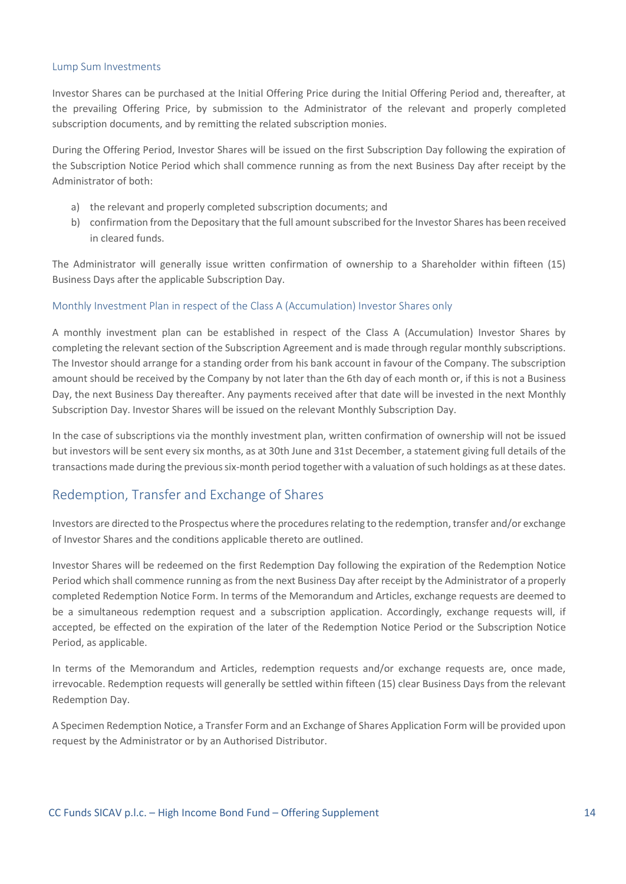### Lump Sum Investments

Investor Shares can be purchased at the Initial Offering Price during the Initial Offering Period and, thereafter, at the prevailing Offering Price, by submission to the Administrator of the relevant and properly completed subscription documents, and by remitting the related subscription monies.

During the Offering Period, Investor Shares will be issued on the first Subscription Day following the expiration of the Subscription Notice Period which shall commence running as from the next Business Day after receipt by the Administrator of both:

a) the relevant and properly completed subscription documents; and
b) confirmation from the Depositary that the full amount subscribed for the Investor Shares has been received in cleared funds.

The Administrator will generally issue written confirmation of ownership to a Shareholder within fifteen (15) Business Days after the applicable Subscription Day.

### Monthly Investment Plan in respect of the Class A (Accumulation) Investor Shares only

A monthly investment plan can be established in respect of the Class A (Accumulation) Investor Shares by completing the relevant section of the Subscription Agreement and is made through regular monthly subscriptions. The Investor should arrange for a standing order from his bank account in favour of the Company. The subscription amount should be received by the Company by not later than the 6th day of each month or, if this is not a Business Day, the next Business Day thereafter. Any payments received after that date will be invested in the next Monthly Subscription Day. Investor Shares will be issued on the relevant Monthly Subscription Day.

In the case of subscriptions via the monthly investment plan, written confirmation of ownership will not be issued but investors will be sent every six months, as at 30th June and 31st December, a statement giving full details of the transactions made during the previous six-month period together with a valuation of such holdings as at these dates.

## Redemption, Transfer and Exchange of Shares

Investors are directed to the Prospectus where the procedures relating to the redemption, transfer and/or exchange of Investor Shares and the conditions applicable thereto are outlined.

Investor Shares will be redeemed on the first Redemption Day following the expiration of the Redemption Notice Period which shall commence running as from the next Business Day after receipt by the Administrator of a properly completed Redemption Notice Form. In terms of the Memorandum and Articles, exchange requests are deemed to be a simultaneous redemption request and a subscription application. Accordingly, exchange requests will, if accepted, be effected on the expiration of the later of the Redemption Notice Period or the Subscription Notice Period, as applicable.

In terms of the Memorandum and Articles, redemption requests and/or exchange requests are, once made, irrevocable. Redemption requests will generally be settled within fifteen (15) clear Business Days from the relevant Redemption Day.

A Specimen Redemption Notice, a Transfer Form and an Exchange of Shares Application Form will be provided upon request by the Administrator or by an Authorised Distributor.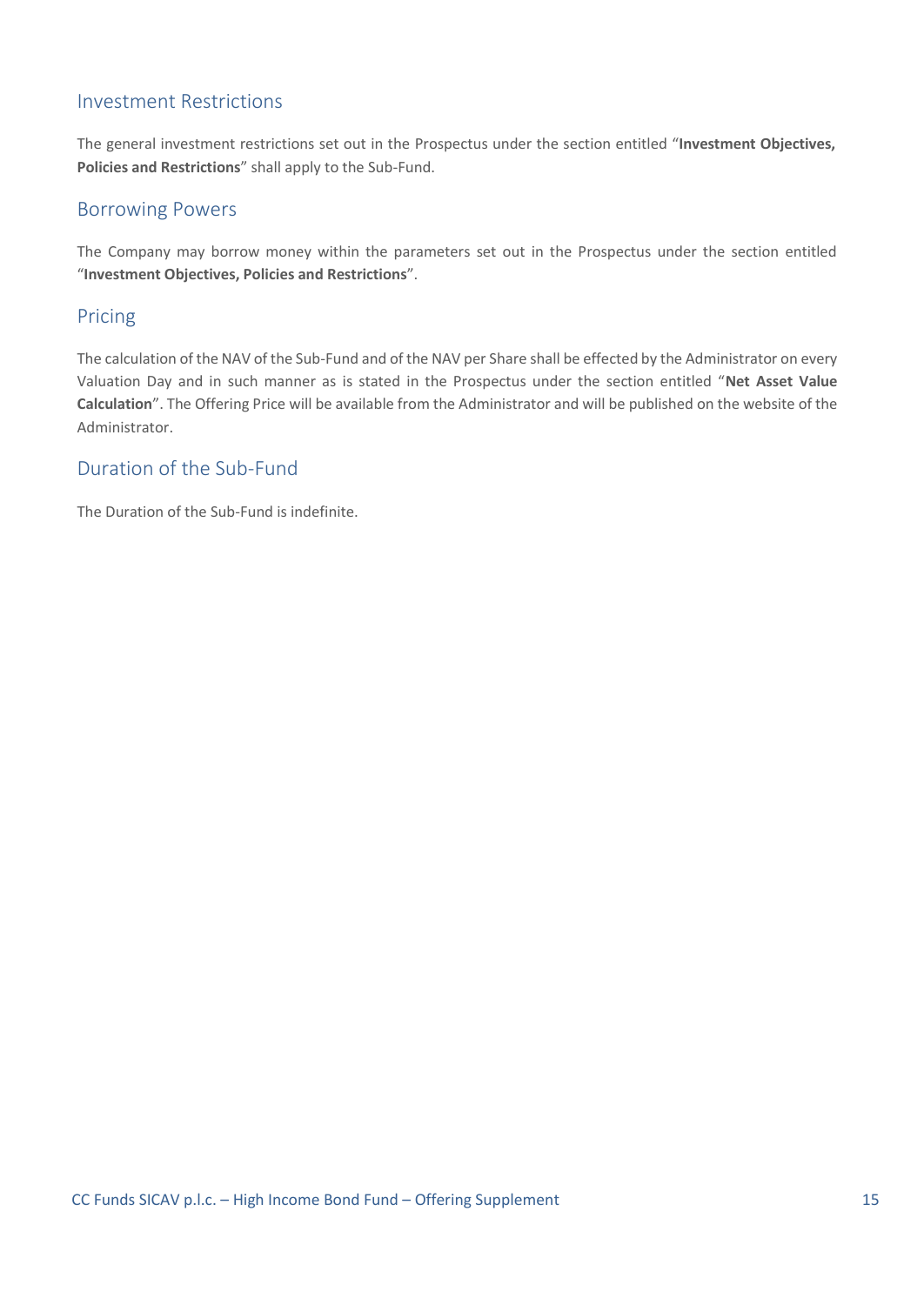## Investment Restrictions

The general investment restrictions set out in the Prospectus under the section entitled "**Investment Objectives, Policies and Restrictions**" shall apply to the Sub-Fund.

## Borrowing Powers

The Company may borrow money within the parameters set out in the Prospectus under the section entitled "**Investment Objectives, Policies and Restrictions**".

## Pricing

The calculation of the NAV of the Sub-Fund and of the NAV per Share shall be effected by the Administrator on every Valuation Day and in such manner as is stated in the Prospectus under the section entitled "**Net Asset Value Calculation**". The Offering Price will be available from the Administrator and will be published on the website of the Administrator.

## Duration of the Sub-Fund

The Duration of the Sub-Fund is indefinite.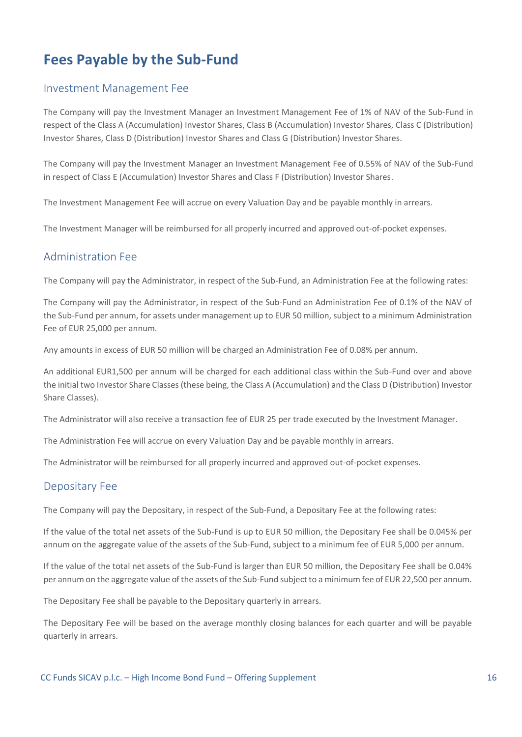# Fees Payable by the Sub-Fund

## Investment Management Fee

The Company will pay the Investment Manager an Investment Management Fee of 1% of NAV of the Sub-Fund in respect of the Class A (Accumulation) Investor Shares, Class B (Accumulation) Investor Shares, Class C (Distribution) Investor Shares, Class D (Distribution) Investor Shares and Class G (Distribution) Investor Shares.

The Company will pay the Investment Manager an Investment Management Fee of 0.55% of NAV of the Sub-Fund in respect of Class E (Accumulation) Investor Shares and Class F (Distribution) Investor Shares.

The Investment Management Fee will accrue on every Valuation Day and be payable monthly in arrears.

The Investment Manager will be reimbursed for all properly incurred and approved out-of-pocket expenses.

## Administration Fee

The Company will pay the Administrator, in respect of the Sub-Fund, an Administration Fee at the following rates:

The Company will pay the Administrator, in respect of the Sub-Fund an Administration Fee of 0.1% of the NAV of the Sub-Fund per annum, for assets under management up to EUR 50 million, subject to a minimum Administration Fee of EUR 25,000 per annum.

Any amounts in excess of EUR 50 million will be charged an Administration Fee of 0.08% per annum.

An additional EUR1,500 per annum will be charged for each additional class within the Sub-Fund over and above the initial two Investor Share Classes (these being, the Class A (Accumulation) and the Class D (Distribution) Investor Share Classes).

The Administrator will also receive a transaction fee of EUR 25 per trade executed by the Investment Manager.

The Administration Fee will accrue on every Valuation Day and be payable monthly in arrears.

The Administrator will be reimbursed for all properly incurred and approved out-of-pocket expenses.

## Depositary Fee

The Company will pay the Depositary, in respect of the Sub-Fund, a Depositary Fee at the following rates:

If the value of the total net assets of the Sub-Fund is up to EUR 50 million, the Depositary Fee shall be 0.045% per annum on the aggregate value of the assets of the Sub-Fund, subject to a minimum fee of EUR 5,000 per annum.

If the value of the total net assets of the Sub-Fund is larger than EUR 50 million, the Depositary Fee shall be 0.04% per annum on the aggregate value of the assets of the Sub-Fund subject to a minimum fee of EUR 22,500 per annum.

The Depositary Fee shall be payable to the Depositary quarterly in arrears.

The Depositary Fee will be based on the average monthly closing balances for each quarter and will be payable quarterly in arrears.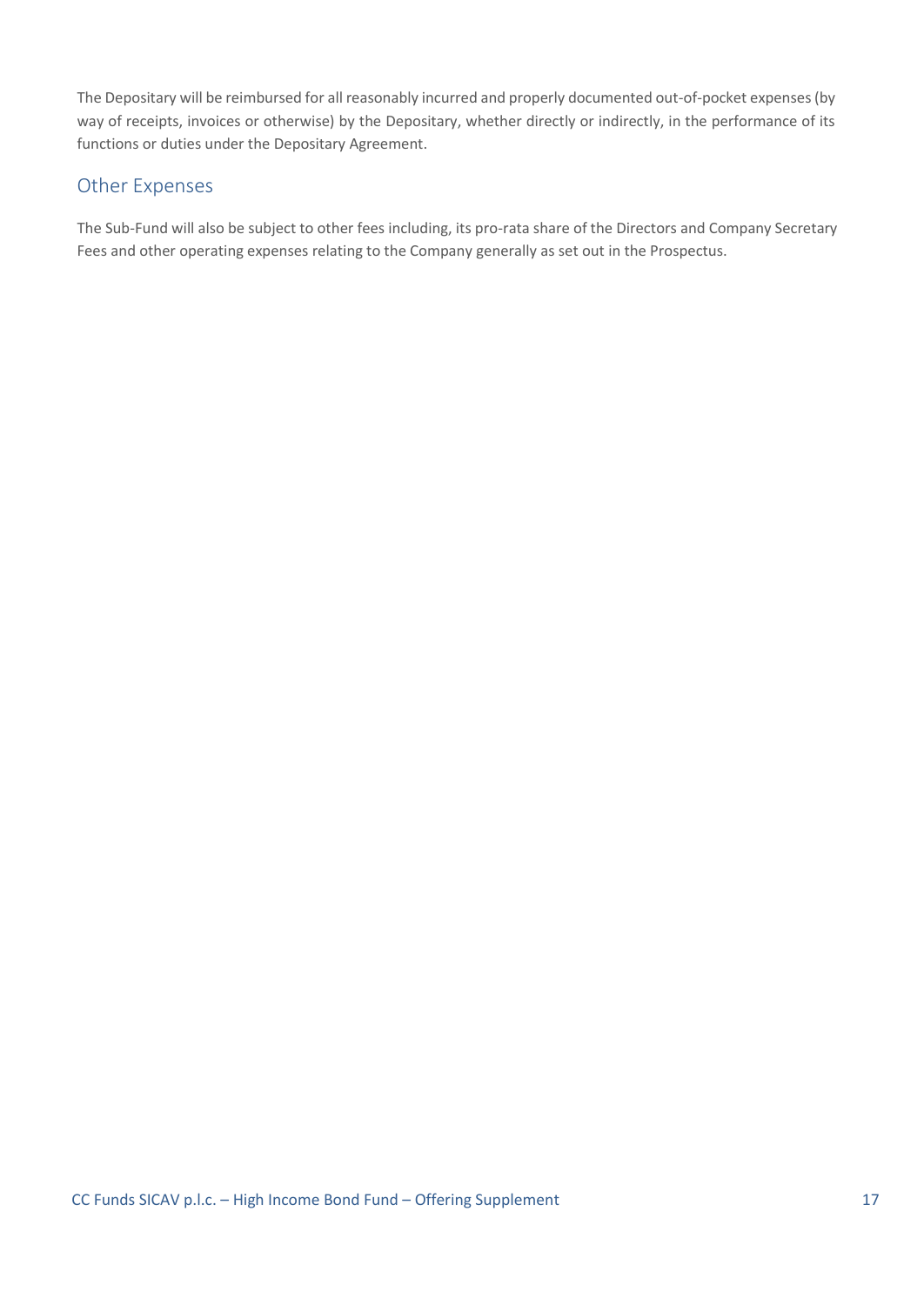The Depositary will be reimbursed for all reasonably incurred and properly documented out-of-pocket expenses (by way of receipts, invoices or otherwise) by the Depositary, whether directly or indirectly, in the performance of its functions or duties under the Depositary Agreement.

## Other Expenses

The Sub-Fund will also be subject to other fees including, its pro-rata share of the Directors and Company Secretary Fees and other operating expenses relating to the Company generally as set out in the Prospectus.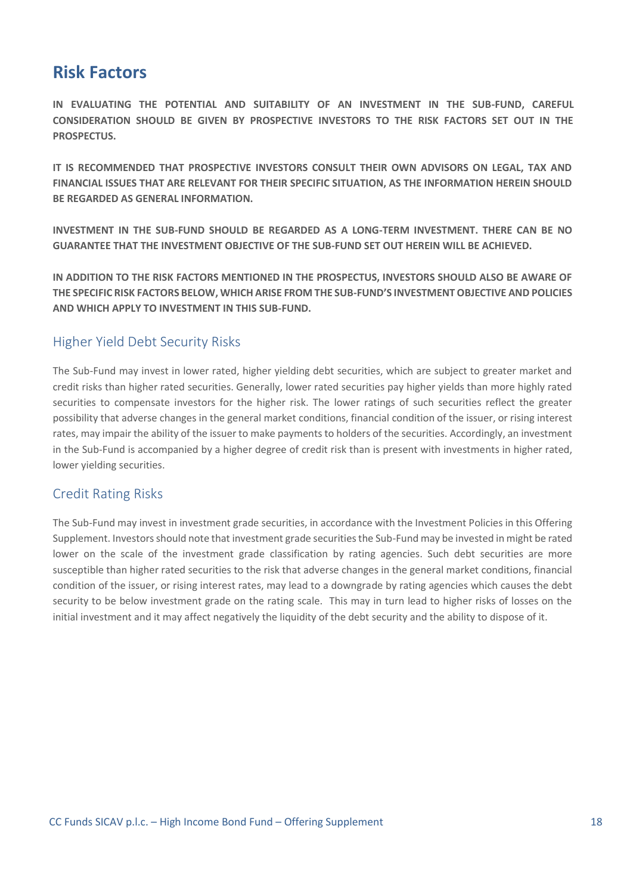# Risk Factors

**IN EVALUATING THE POTENTIAL AND SUITABILITY OF AN INVESTMENT IN THE SUB-FUND, CAREFUL CONSIDERATION SHOULD BE GIVEN BY PROSPECTIVE INVESTORS TO THE RISK FACTORS SET OUT IN THE PROSPECTUS.**

**IT IS RECOMMENDED THAT PROSPECTIVE INVESTORS CONSULT THEIR OWN ADVISORS ON LEGAL, TAX AND FINANCIAL ISSUES THAT ARE RELEVANT FOR THEIR SPECIFIC SITUATION, AS THE INFORMATION HEREIN SHOULD BE REGARDED AS GENERAL INFORMATION.**

**INVESTMENT IN THE SUB-FUND SHOULD BE REGARDED AS A LONG-TERM INVESTMENT. THERE CAN BE NO GUARANTEE THAT THE INVESTMENT OBJECTIVE OF THE SUB-FUND SET OUT HEREIN WILL BE ACHIEVED.**

**IN ADDITION TO THE RISK FACTORS MENTIONED IN THE PROSPECTUS, INVESTORS SHOULD ALSO BE AWARE OF THE SPECIFIC RISK FACTORS BELOW, WHICH ARISE FROM THE SUB-FUND'S INVESTMENT OBJECTIVE AND POLICIES AND WHICH APPLY TO INVESTMENT IN THIS SUB-FUND.**

## Higher Yield Debt Security Risks

The Sub-Fund may invest in lower rated, higher yielding debt securities, which are subject to greater market and credit risks than higher rated securities. Generally, lower rated securities pay higher yields than more highly rated securities to compensate investors for the higher risk. The lower ratings of such securities reflect the greater possibility that adverse changes in the general market conditions, financial condition of the issuer, or rising interest rates, may impair the ability of the issuer to make payments to holders of the securities. Accordingly, an investment in the Sub-Fund is accompanied by a higher degree of credit risk than is present with investments in higher rated, lower yielding securities.

## Credit Rating Risks

The Sub-Fund may invest in investment grade securities, in accordance with the Investment Policies in this Offering Supplement. Investors should note that investment grade securities the Sub-Fund may be invested in might be rated lower on the scale of the investment grade classification by rating agencies. Such debt securities are more susceptible than higher rated securities to the risk that adverse changes in the general market conditions, financial condition of the issuer, or rising interest rates, may lead to a downgrade by rating agencies which causes the debt security to be below investment grade on the rating scale. This may in turn lead to higher risks of losses on the initial investment and it may affect negatively the liquidity of the debt security and the ability to dispose of it.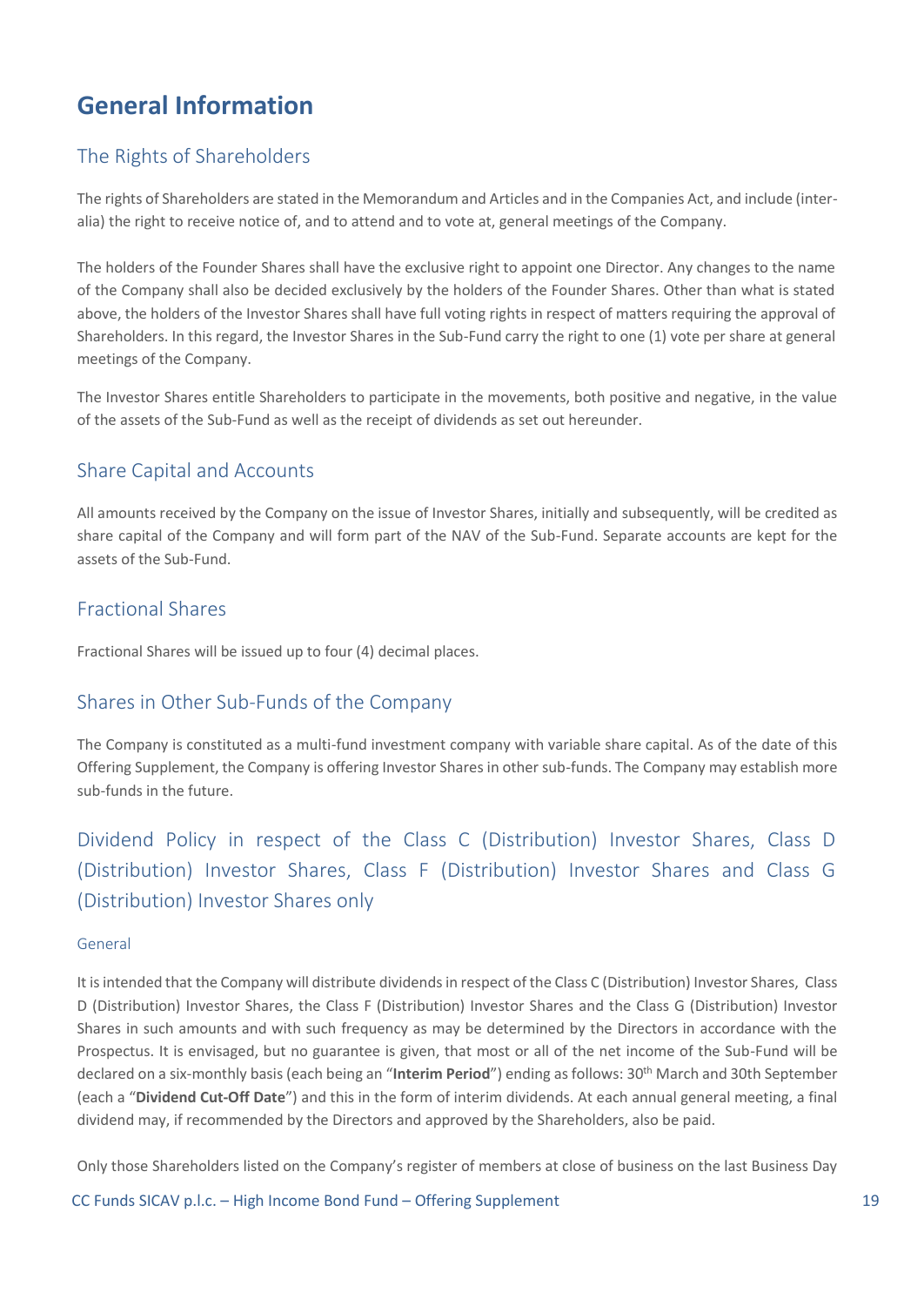# General Information

## The Rights of Shareholders

The rights of Shareholders are stated in the Memorandum and Articles and in the Companies Act, and include (inter-alia) the right to receive notice of, and to attend and to vote at, general meetings of the Company.

The holders of the Founder Shares shall have the exclusive right to appoint one Director. Any changes to the name of the Company shall also be decided exclusively by the holders of the Founder Shares. Other than what is stated above, the holders of the Investor Shares shall have full voting rights in respect of matters requiring the approval of Shareholders. In this regard, the Investor Shares in the Sub-Fund carry the right to one (1) vote per share at general meetings of the Company.

The Investor Shares entitle Shareholders to participate in the movements, both positive and negative, in the value of the assets of the Sub-Fund as well as the receipt of dividends as set out hereunder.

## Share Capital and Accounts

All amounts received by the Company on the issue of Investor Shares, initially and subsequently, will be credited as share capital of the Company and will form part of the NAV of the Sub-Fund. Separate accounts are kept for the assets of the Sub-Fund.

## Fractional Shares

Fractional Shares will be issued up to four (4) decimal places.

## Shares in Other Sub-Funds of the Company

The Company is constituted as a multi-fund investment company with variable share capital. As of the date of this Offering Supplement, the Company is offering Investor Shares in other sub-funds. The Company may establish more sub-funds in the future.

## Dividend Policy in respect of the Class C (Distribution) Investor Shares, Class D (Distribution) Investor Shares, Class F (Distribution) Investor Shares and Class G (Distribution) Investor Shares only

### General

It is intended that the Company will distribute dividends in respect of the Class C (Distribution) Investor Shares, Class D (Distribution) Investor Shares, the Class F (Distribution) Investor Shares and the Class G (Distribution) Investor Shares in such amounts and with such frequency as may be determined by the Directors in accordance with the Prospectus. It is envisaged, but no guarantee is given, that most or all of the net income of the Sub-Fund will be declared on a six-monthly basis (each being an "**Interim Period**") ending as follows: 30th March and 30th September (each a "**Dividend Cut-Off Date**") and this in the form of interim dividends. At each annual general meeting, a final dividend may, if recommended by the Directors and approved by the Shareholders, also be paid.

Only those Shareholders listed on the Company's register of members at close of business on the last Business Day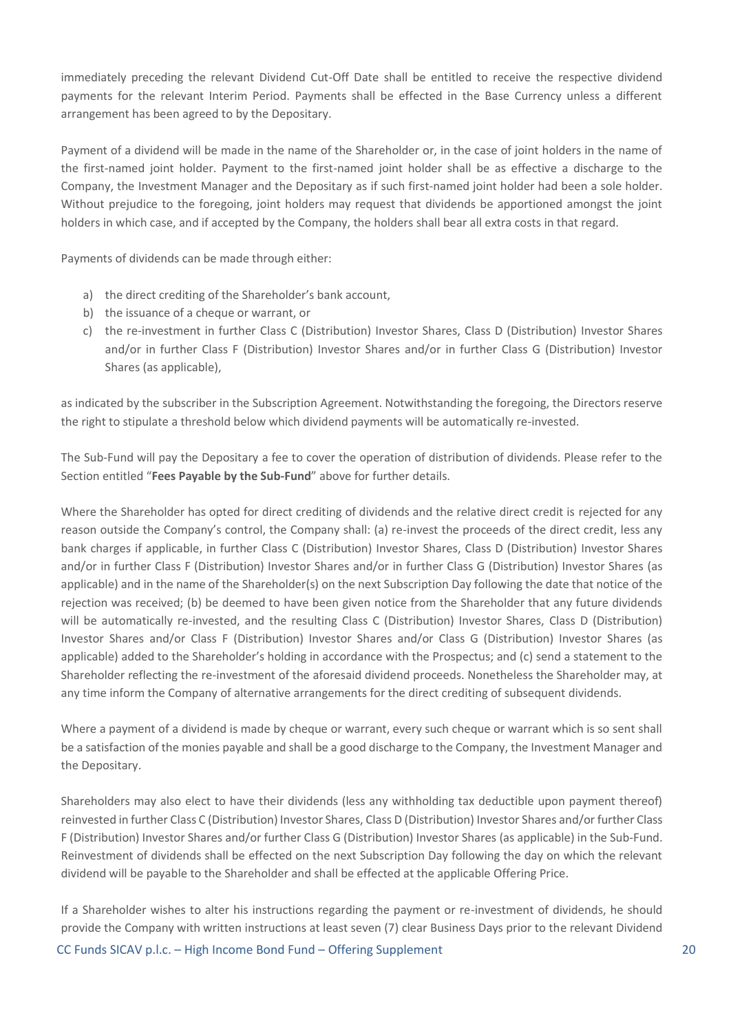immediately preceding the relevant Dividend Cut-Off Date shall be entitled to receive the respective dividend payments for the relevant Interim Period. Payments shall be effected in the Base Currency unless a different arrangement has been agreed to by the Depositary.

Payment of a dividend will be made in the name of the Shareholder or, in the case of joint holders in the name of the first-named joint holder. Payment to the first-named joint holder shall be as effective a discharge to the Company, the Investment Manager and the Depositary as if such first-named joint holder had been a sole holder. Without prejudice to the foregoing, joint holders may request that dividends be apportioned amongst the joint holders in which case, and if accepted by the Company, the holders shall bear all extra costs in that regard.

Payments of dividends can be made through either:

a) the direct crediting of the Shareholder's bank account,
b) the issuance of a cheque or warrant, or
c) the re-investment in further Class C (Distribution) Investor Shares, Class D (Distribution) Investor Shares and/or in further Class F (Distribution) Investor Shares and/or in further Class G (Distribution) Investor Shares (as applicable),

as indicated by the subscriber in the Subscription Agreement. Notwithstanding the foregoing, the Directors reserve the right to stipulate a threshold below which dividend payments will be automatically re-invested.

The Sub-Fund will pay the Depositary a fee to cover the operation of distribution of dividends. Please refer to the Section entitled "**Fees Payable by the Sub-Fund**" above for further details.

Where the Shareholder has opted for direct crediting of dividends and the relative direct credit is rejected for any reason outside the Company's control, the Company shall: (a) re-invest the proceeds of the direct credit, less any bank charges if applicable, in further Class C (Distribution) Investor Shares, Class D (Distribution) Investor Shares and/or in further Class F (Distribution) Investor Shares and/or in further Class G (Distribution) Investor Shares (as applicable) and in the name of the Shareholder(s) on the next Subscription Day following the date that notice of the rejection was received; (b) be deemed to have been given notice from the Shareholder that any future dividends will be automatically re-invested, and the resulting Class C (Distribution) Investor Shares, Class D (Distribution) Investor Shares and/or Class F (Distribution) Investor Shares and/or Class G (Distribution) Investor Shares (as applicable) added to the Shareholder's holding in accordance with the Prospectus; and (c) send a statement to the Shareholder reflecting the re-investment of the aforesaid dividend proceeds. Nonetheless the Shareholder may, at any time inform the Company of alternative arrangements for the direct crediting of subsequent dividends.

Where a payment of a dividend is made by cheque or warrant, every such cheque or warrant which is so sent shall be a satisfaction of the monies payable and shall be a good discharge to the Company, the Investment Manager and the Depositary.

Shareholders may also elect to have their dividends (less any withholding tax deductible upon payment thereof) reinvested in further Class C (Distribution) Investor Shares, Class D (Distribution) Investor Shares and/or further Class F (Distribution) Investor Shares and/or further Class G (Distribution) Investor Shares (as applicable) in the Sub-Fund. Reinvestment of dividends shall be effected on the next Subscription Day following the day on which the relevant dividend will be payable to the Shareholder and shall be effected at the applicable Offering Price.

If a Shareholder wishes to alter his instructions regarding the payment or re-investment of dividends, he should provide the Company with written instructions at least seven (7) clear Business Days prior to the relevant Dividend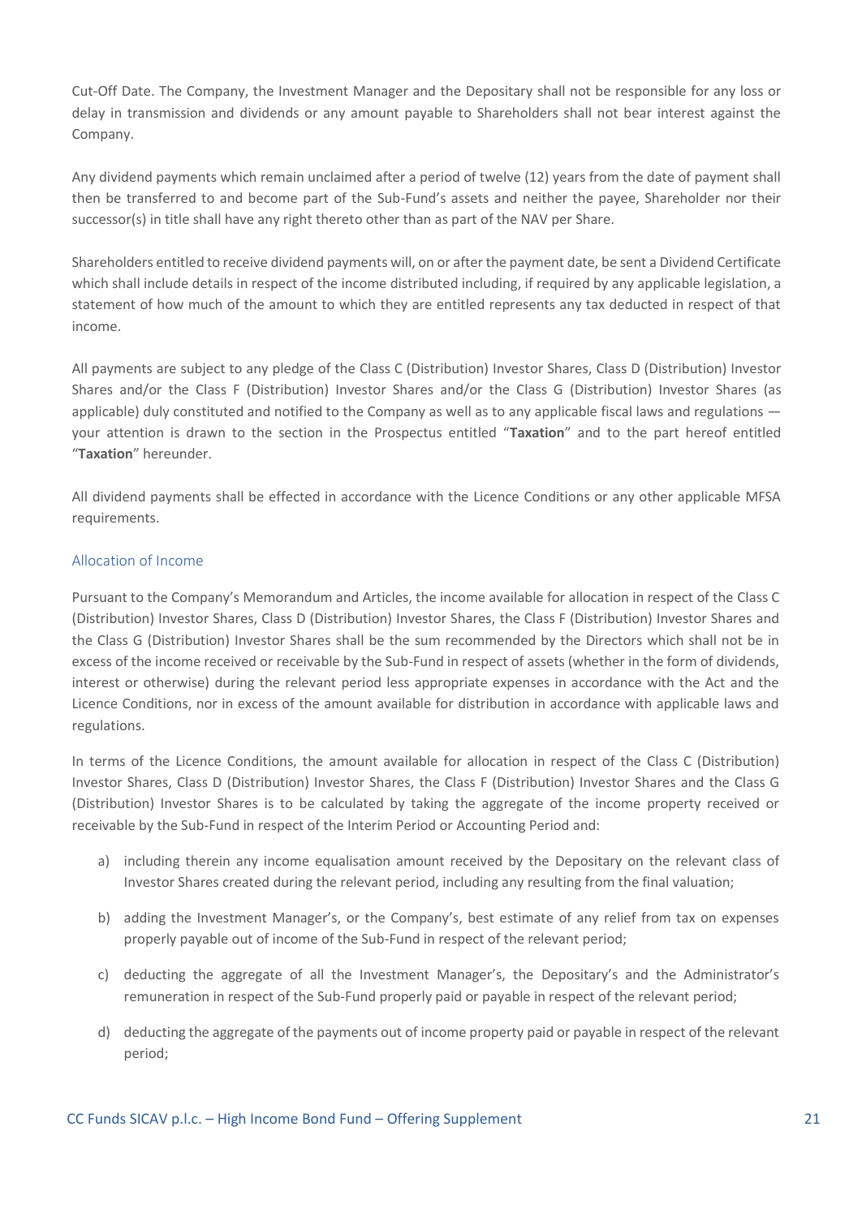Cut-Off Date. The Company, the Investment Manager and the Depositary shall not be responsible for any loss or delay in transmission and dividends or any amount payable to Shareholders shall not bear interest against the Company.

Any dividend payments which remain unclaimed after a period of twelve (12) years from the date of payment shall then be transferred to and become part of the Sub-Fund's assets and neither the payee, Shareholder nor their successor(s) in title shall have any right thereto other than as part of the NAV per Share.

Shareholders entitled to receive dividend payments will, on or after the payment date, be sent a Dividend Certificate which shall include details in respect of the income distributed including, if required by any applicable legislation, a statement of how much of the amount to which they are entitled represents any tax deducted in respect of that income.

All payments are subject to any pledge of the Class C (Distribution) Investor Shares, Class D (Distribution) Investor Shares and/or the Class F (Distribution) Investor Shares and/or the Class G (Distribution) Investor Shares (as applicable) duly constituted and notified to the Company as well as to any applicable fiscal laws and regulations — your attention is drawn to the section in the Prospectus entitled "**Taxation**" and to the part hereof entitled "**Taxation**" hereunder.

All dividend payments shall be effected in accordance with the Licence Conditions or any other applicable MFSA requirements.

### Allocation of Income

Pursuant to the Company's Memorandum and Articles, the income available for allocation in respect of the Class C (Distribution) Investor Shares, Class D (Distribution) Investor Shares, the Class F (Distribution) Investor Shares and the Class G (Distribution) Investor Shares shall be the sum recommended by the Directors which shall not be in excess of the income received or receivable by the Sub-Fund in respect of assets (whether in the form of dividends, interest or otherwise) during the relevant period less appropriate expenses in accordance with the Act and the Licence Conditions, nor in excess of the amount available for distribution in accordance with applicable laws and regulations.

In terms of the Licence Conditions, the amount available for allocation in respect of the Class C (Distribution) Investor Shares, Class D (Distribution) Investor Shares, the Class F (Distribution) Investor Shares and the Class G (Distribution) Investor Shares is to be calculated by taking the aggregate of the income property received or receivable by the Sub-Fund in respect of the Interim Period or Accounting Period and:

a) including therein any income equalisation amount received by the Depositary on the relevant class of Investor Shares created during the relevant period, including any resulting from the final valuation;

b) adding the Investment Manager's, or the Company's, best estimate of any relief from tax on expenses properly payable out of income of the Sub-Fund in respect of the relevant period;

c) deducting the aggregate of all the Investment Manager's, the Depositary's and the Administrator's remuneration in respect of the Sub-Fund properly paid or payable in respect of the relevant period;

d) deducting the aggregate of the payments out of income property paid or payable in respect of the relevant period;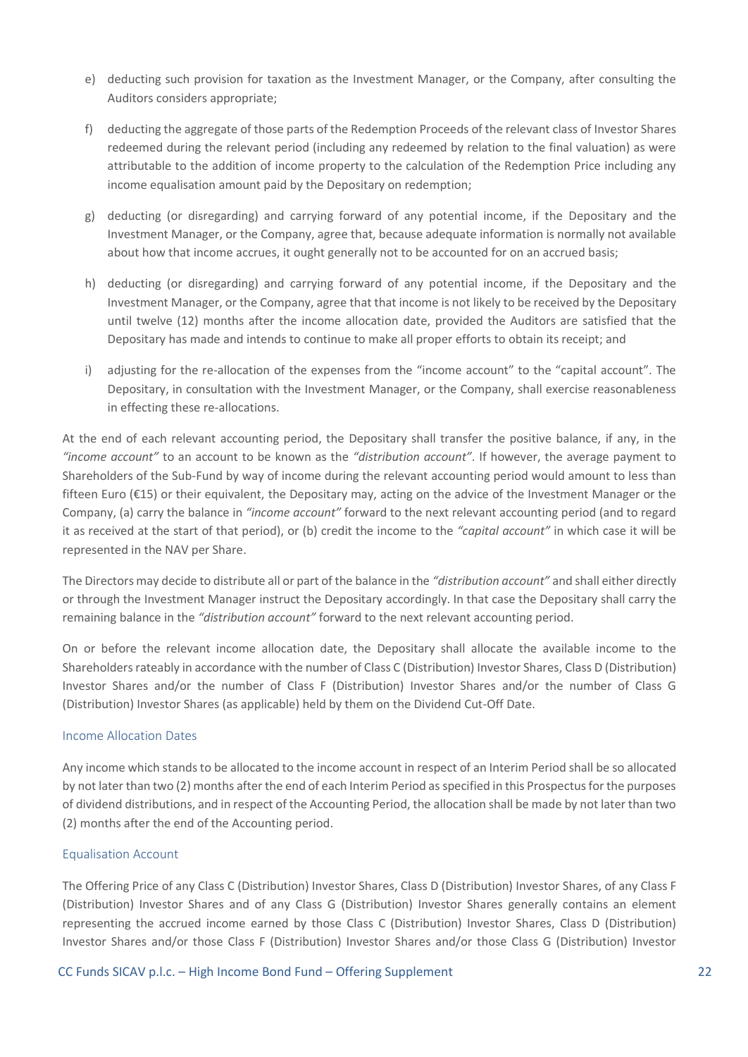e) deducting such provision for taxation as the Investment Manager, or the Company, after consulting the Auditors considers appropriate;

f) deducting the aggregate of those parts of the Redemption Proceeds of the relevant class of Investor Shares redeemed during the relevant period (including any redeemed by relation to the final valuation) as were attributable to the addition of income property to the calculation of the Redemption Price including any income equalisation amount paid by the Depositary on redemption;

g) deducting (or disregarding) and carrying forward of any potential income, if the Depositary and the Investment Manager, or the Company, agree that, because adequate information is normally not available about how that income accrues, it ought generally not to be accounted for on an accrued basis;

h) deducting (or disregarding) and carrying forward of any potential income, if the Depositary and the Investment Manager, or the Company, agree that that income is not likely to be received by the Depositary until twelve (12) months after the income allocation date, provided the Auditors are satisfied that the Depositary has made and intends to continue to make all proper efforts to obtain its receipt; and

i) adjusting for the re-allocation of the expenses from the "income account" to the "capital account". The Depositary, in consultation with the Investment Manager, or the Company, shall exercise reasonableness in effecting these re-allocations.

At the end of each relevant accounting period, the Depositary shall transfer the positive balance, if any, in the *"income account"* to an account to be known as the *"distribution account"*. If however, the average payment to Shareholders of the Sub-Fund by way of income during the relevant accounting period would amount to less than fifteen Euro (€15) or their equivalent, the Depositary may, acting on the advice of the Investment Manager or the Company, (a) carry the balance in *"income account"* forward to the next relevant accounting period (and to regard it as received at the start of that period), or (b) credit the income to the *"capital account"* in which case it will be represented in the NAV per Share.

The Directors may decide to distribute all or part of the balance in the *"distribution account"* and shall either directly or through the Investment Manager instruct the Depositary accordingly. In that case the Depositary shall carry the remaining balance in the *"distribution account"* forward to the next relevant accounting period.

On or before the relevant income allocation date, the Depositary shall allocate the available income to the Shareholders rateably in accordance with the number of Class C (Distribution) Investor Shares, Class D (Distribution) Investor Shares and/or the number of Class F (Distribution) Investor Shares and/or the number of Class G (Distribution) Investor Shares (as applicable) held by them on the Dividend Cut-Off Date.

### Income Allocation Dates

Any income which stands to be allocated to the income account in respect of an Interim Period shall be so allocated by not later than two (2) months after the end of each Interim Period as specified in this Prospectus for the purposes of dividend distributions, and in respect of the Accounting Period, the allocation shall be made by not later than two (2) months after the end of the Accounting period.

### Equalisation Account

The Offering Price of any Class C (Distribution) Investor Shares, Class D (Distribution) Investor Shares, of any Class F (Distribution) Investor Shares and of any Class G (Distribution) Investor Shares generally contains an element representing the accrued income earned by those Class C (Distribution) Investor Shares, Class D (Distribution) Investor Shares and/or those Class F (Distribution) Investor Shares and/or those Class G (Distribution) Investor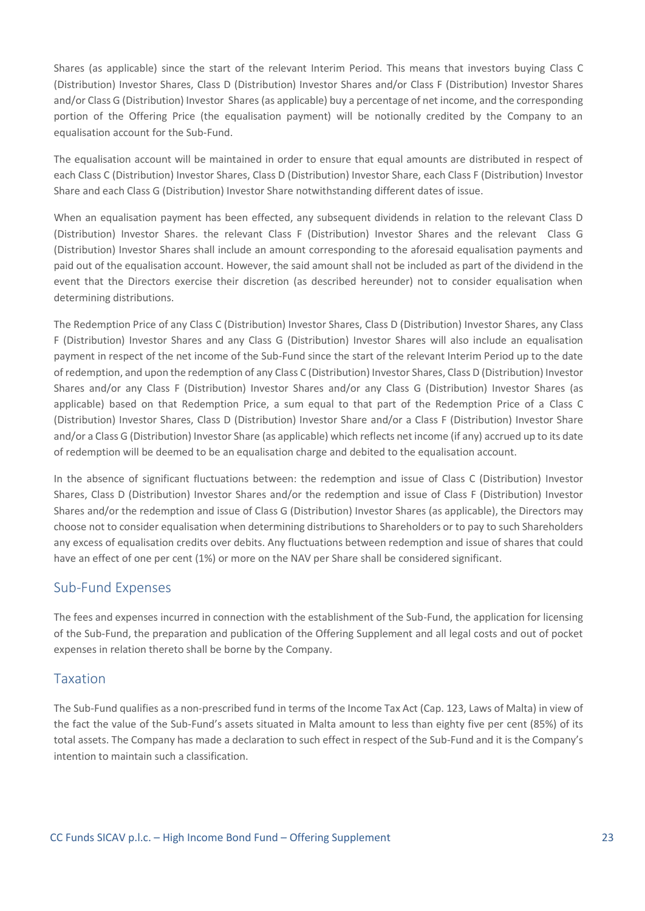Shares (as applicable) since the start of the relevant Interim Period. This means that investors buying Class C (Distribution) Investor Shares, Class D (Distribution) Investor Shares and/or Class F (Distribution) Investor Shares and/or Class G (Distribution) Investor Shares (as applicable) buy a percentage of net income, and the corresponding portion of the Offering Price (the equalisation payment) will be notionally credited by the Company to an equalisation account for the Sub-Fund.

The equalisation account will be maintained in order to ensure that equal amounts are distributed in respect of each Class C (Distribution) Investor Shares, Class D (Distribution) Investor Share, each Class F (Distribution) Investor Share and each Class G (Distribution) Investor Share notwithstanding different dates of issue.

When an equalisation payment has been effected, any subsequent dividends in relation to the relevant Class D (Distribution) Investor Shares. the relevant Class F (Distribution) Investor Shares and the relevant Class G (Distribution) Investor Shares shall include an amount corresponding to the aforesaid equalisation payments and paid out of the equalisation account. However, the said amount shall not be included as part of the dividend in the event that the Directors exercise their discretion (as described hereunder) not to consider equalisation when determining distributions.

The Redemption Price of any Class C (Distribution) Investor Shares, Class D (Distribution) Investor Shares, any Class F (Distribution) Investor Shares and any Class G (Distribution) Investor Shares will also include an equalisation payment in respect of the net income of the Sub-Fund since the start of the relevant Interim Period up to the date of redemption, and upon the redemption of any Class C (Distribution) Investor Shares, Class D (Distribution) Investor Shares and/or any Class F (Distribution) Investor Shares and/or any Class G (Distribution) Investor Shares (as applicable) based on that Redemption Price, a sum equal to that part of the Redemption Price of a Class C (Distribution) Investor Shares, Class D (Distribution) Investor Share and/or a Class F (Distribution) Investor Share and/or a Class G (Distribution) Investor Share (as applicable) which reflects net income (if any) accrued up to its date of redemption will be deemed to be an equalisation charge and debited to the equalisation account.

In the absence of significant fluctuations between: the redemption and issue of Class C (Distribution) Investor Shares, Class D (Distribution) Investor Shares and/or the redemption and issue of Class F (Distribution) Investor Shares and/or the redemption and issue of Class G (Distribution) Investor Shares (as applicable), the Directors may choose not to consider equalisation when determining distributions to Shareholders or to pay to such Shareholders any excess of equalisation credits over debits. Any fluctuations between redemption and issue of shares that could have an effect of one per cent (1%) or more on the NAV per Share shall be considered significant.

## Sub-Fund Expenses

The fees and expenses incurred in connection with the establishment of the Sub-Fund, the application for licensing of the Sub-Fund, the preparation and publication of the Offering Supplement and all legal costs and out of pocket expenses in relation thereto shall be borne by the Company.

## Taxation

The Sub-Fund qualifies as a non-prescribed fund in terms of the Income Tax Act (Cap. 123, Laws of Malta) in view of the fact the value of the Sub-Fund's assets situated in Malta amount to less than eighty five per cent (85%) of its total assets. The Company has made a declaration to such effect in respect of the Sub-Fund and it is the Company's intention to maintain such a classification.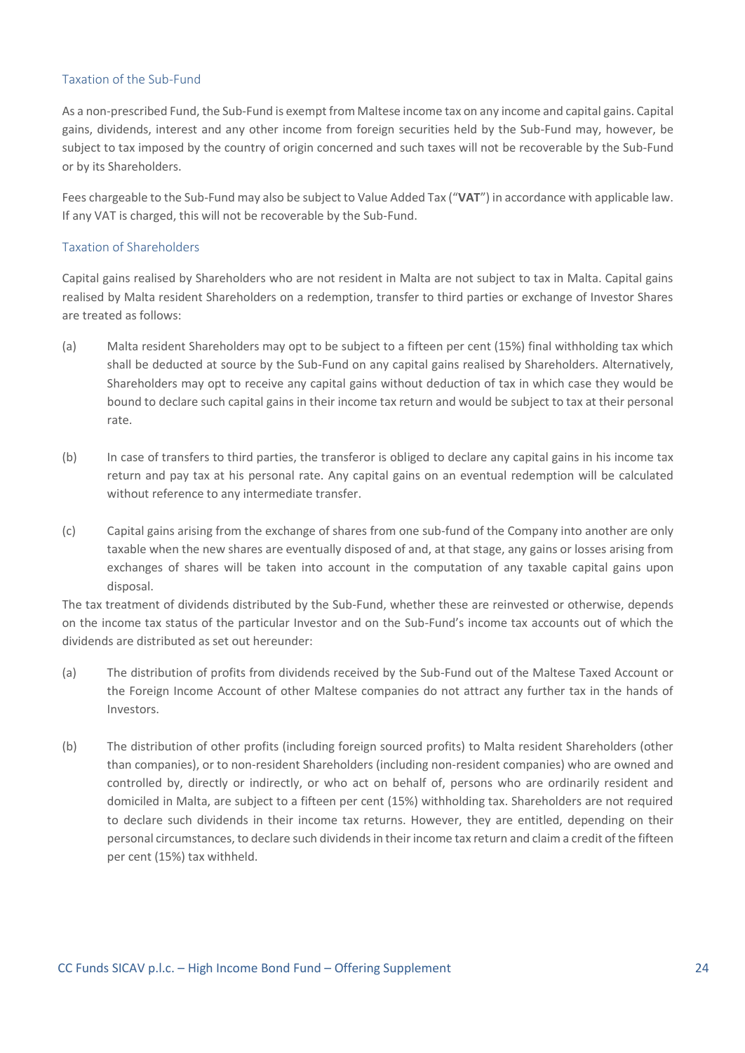### Taxation of the Sub-Fund

As a non-prescribed Fund, the Sub-Fund is exempt from Maltese income tax on any income and capital gains. Capital gains, dividends, interest and any other income from foreign securities held by the Sub-Fund may, however, be subject to tax imposed by the country of origin concerned and such taxes will not be recoverable by the Sub-Fund or by its Shareholders.

Fees chargeable to the Sub-Fund may also be subject to Value Added Tax ("**VAT**") in accordance with applicable law. If any VAT is charged, this will not be recoverable by the Sub-Fund.

### Taxation of Shareholders

Capital gains realised by Shareholders who are not resident in Malta are not subject to tax in Malta. Capital gains realised by Malta resident Shareholders on a redemption, transfer to third parties or exchange of Investor Shares are treated as follows:

(a) Malta resident Shareholders may opt to be subject to a fifteen per cent (15%) final withholding tax which shall be deducted at source by the Sub-Fund on any capital gains realised by Shareholders. Alternatively, Shareholders may opt to receive any capital gains without deduction of tax in which case they would be bound to declare such capital gains in their income tax return and would be subject to tax at their personal rate.

(b) In case of transfers to third parties, the transferor is obliged to declare any capital gains in his income tax return and pay tax at his personal rate. Any capital gains on an eventual redemption will be calculated without reference to any intermediate transfer.

(c) Capital gains arising from the exchange of shares from one sub-fund of the Company into another are only taxable when the new shares are eventually disposed of and, at that stage, any gains or losses arising from exchanges of shares will be taken into account in the computation of any taxable capital gains upon disposal.

The tax treatment of dividends distributed by the Sub-Fund, whether these are reinvested or otherwise, depends on the income tax status of the particular Investor and on the Sub-Fund's income tax accounts out of which the dividends are distributed as set out hereunder:

(a) The distribution of profits from dividends received by the Sub-Fund out of the Maltese Taxed Account or the Foreign Income Account of other Maltese companies do not attract any further tax in the hands of Investors.

(b) The distribution of other profits (including foreign sourced profits) to Malta resident Shareholders (other than companies), or to non-resident Shareholders (including non-resident companies) who are owned and controlled by, directly or indirectly, or who act on behalf of, persons who are ordinarily resident and domiciled in Malta, are subject to a fifteen per cent (15%) withholding tax. Shareholders are not required to declare such dividends in their income tax returns. However, they are entitled, depending on their personal circumstances, to declare such dividends in their income tax return and claim a credit of the fifteen per cent (15%) tax withheld.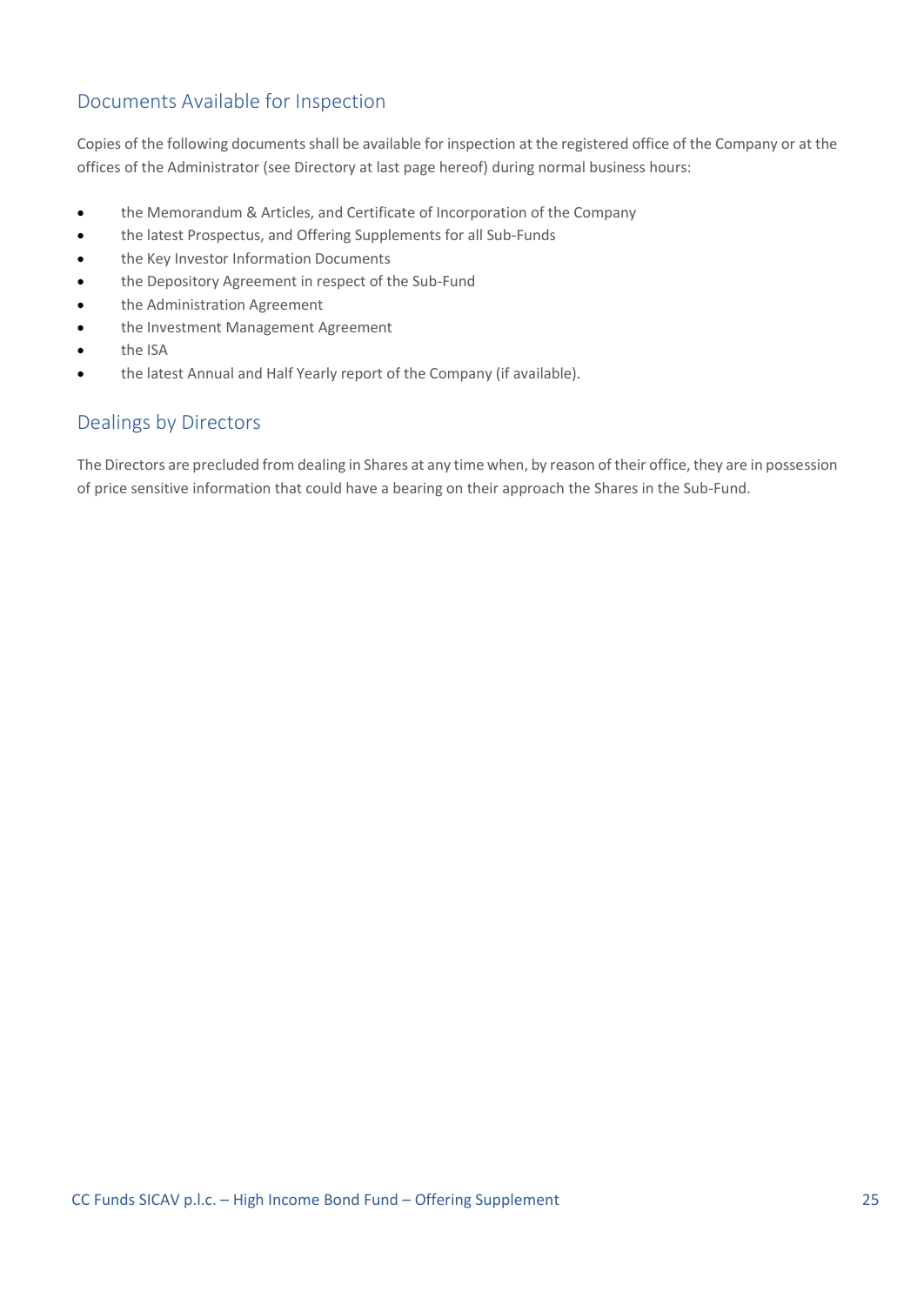## Documents Available for Inspection

Copies of the following documents shall be available for inspection at the registered office of the Company or at the offices of the Administrator (see Directory at last page hereof) during normal business hours:

- the Memorandum & Articles, and Certificate of Incorporation of the Company
- the latest Prospectus, and Offering Supplements for all Sub-Funds
- the Key Investor Information Documents
- the Depository Agreement in respect of the Sub-Fund
- the Administration Agreement
- the Investment Management Agreement
- the ISA
- the latest Annual and Half Yearly report of the Company (if available).

## Dealings by Directors

The Directors are precluded from dealing in Shares at any time when, by reason of their office, they are in possession of price sensitive information that could have a bearing on their approach the Shares in the Sub-Fund.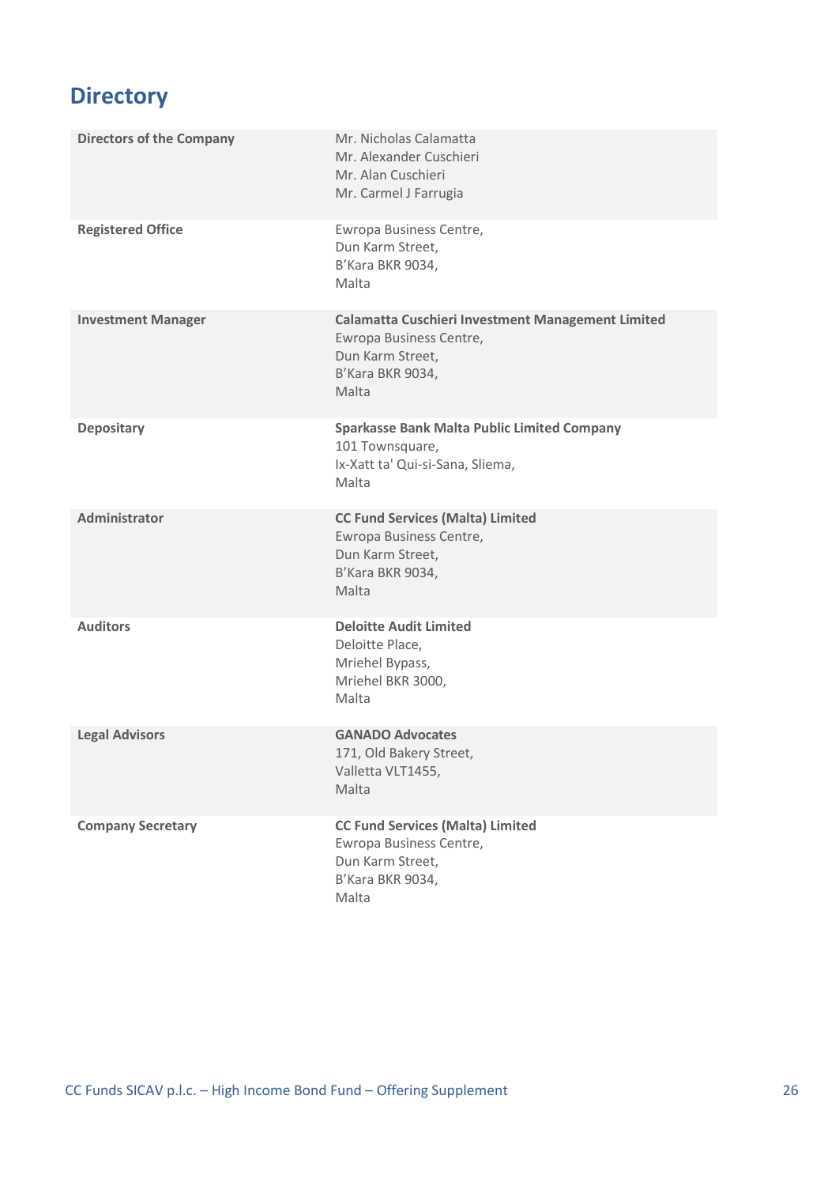# Directory

| | |
|---|---|
| **Directors of the Company** | Mr. Nicholas Calamatta<br>Mr. Alexander Cuschieri<br>Mr. Alan Cuschieri<br>Mr. Carmel J Farrugia |
| **Registered Office** | Ewropa Business Centre,<br>Dun Karm Street,<br>B'Kara BKR 9034,<br>Malta |
| **Investment Manager** | **Calamatta Cuschieri Investment Management Limited**<br>Ewropa Business Centre,<br>Dun Karm Street,<br>B'Kara BKR 9034,<br>Malta |
| **Depositary** | **Sparkasse Bank Malta Public Limited Company**<br>101 Townsquare,<br>Ix-Xatt ta' Qui-si-Sana, Sliema,<br>Malta |
| **Administrator** | **CC Fund Services (Malta) Limited**<br>Ewropa Business Centre,<br>Dun Karm Street,<br>B'Kara BKR 9034,<br>Malta |
| **Auditors** | **Deloitte Audit Limited**<br>Deloitte Place,<br>Mriehel Bypass,<br>Mriehel BKR 3000,<br>Malta |
| **Legal Advisors** | **GANADO Advocates**<br>171, Old Bakery Street,<br>Valletta VLT1455,<br>Malta |
| **Company Secretary** | **CC Fund Services (Malta) Limited**<br>Ewropa Business Centre,<br>Dun Karm Street,<br>B'Kara BKR 9034,<br>Malta |